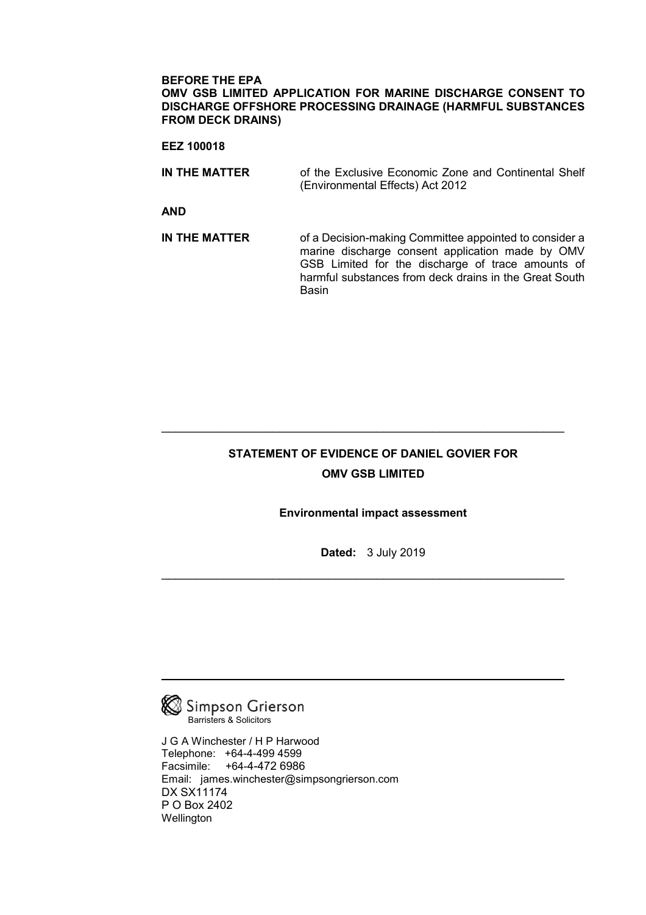**BEFORE THE EPA**
**OMV GSB LIMITED APPLICATION FOR MARINE DISCHARGE CONSENT TO DISCHARGE OFFSHORE PROCESSING DRAINAGE (HARMFUL SUBSTANCES FROM DECK DRAINS)**

**EEZ 100018**

| | |
|---|---|
| **IN THE MATTER** | of the Exclusive Economic Zone and Continental Shelf (Environmental Effects) Act 2012 |
| **AND** | |
| **IN THE MATTER** | of a Decision-making Committee appointed to consider a marine discharge consent application made by OMV GSB Limited for the discharge of trace amounts of harmful substances from deck drains in the Great South Basin |

---

**STATEMENT OF EVIDENCE OF DANIEL GOVIER FOR OMV GSB LIMITED**

**Environmental impact assessment**

**Dated:** 3 July 2019

---

Simpson Grierson
Barristers & Solicitors

J G A Winchester / H P Harwood
Telephone: +64-4-499 4599
Facsimile: +64-4-472 6986
Email: james.winchester@simpsongrierson.com
DX SX11174
P O Box 2402
Wellington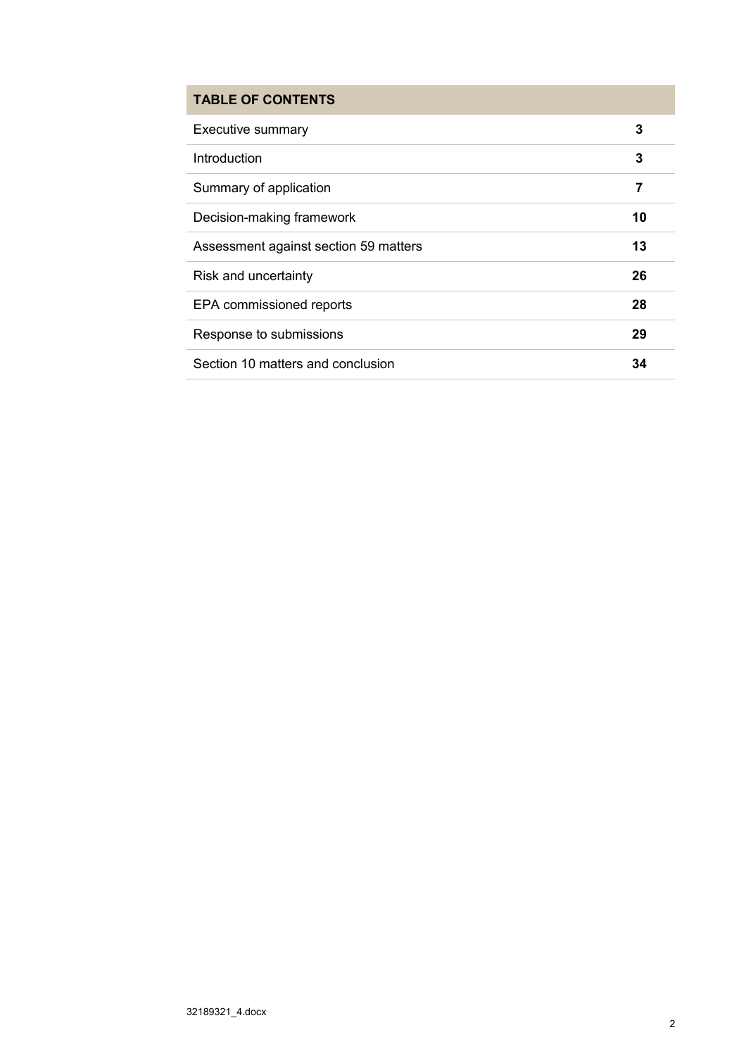| TABLE OF CONTENTS | |
|---|---|
| Executive summary | **3** |
| Introduction | **3** |
| Summary of application | **7** |
| Decision-making framework | **10** |
| Assessment against section 59 matters | **13** |
| Risk and uncertainty | **26** |
| EPA commissioned reports | **28** |
| Response to submissions | **29** |
| Section 10 matters and conclusion | **34** |

32189321_4.docx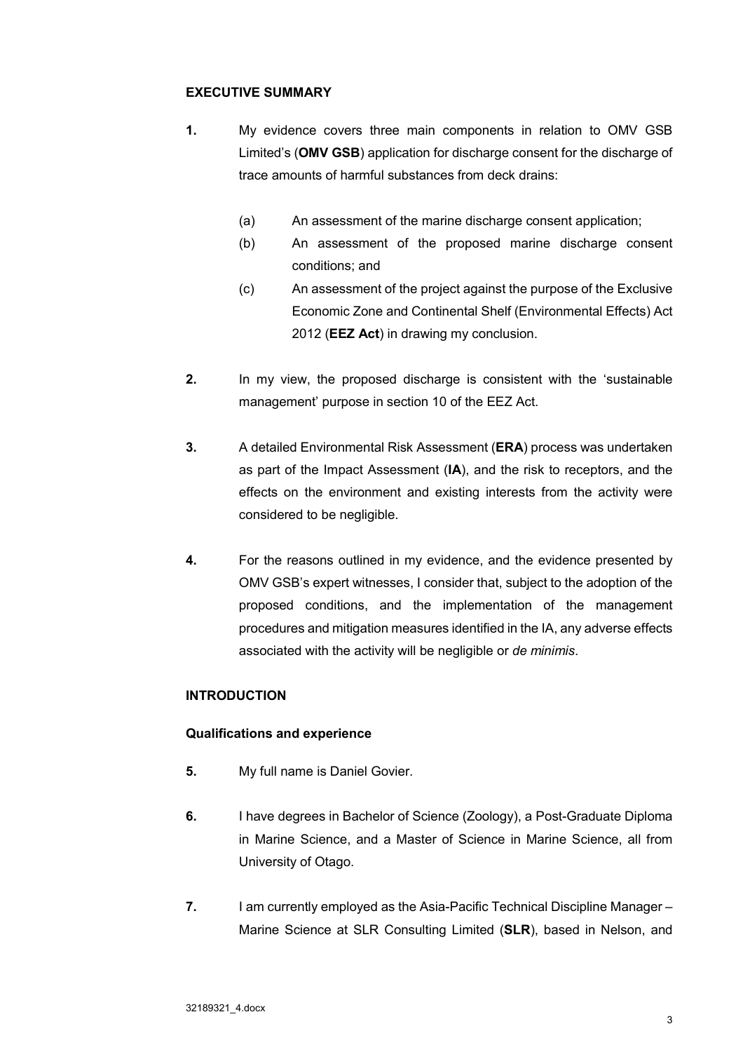## EXECUTIVE SUMMARY

**1.** My evidence covers three main components in relation to OMV GSB Limited's (**OMV GSB**) application for discharge consent for the discharge of trace amounts of harmful substances from deck drains:

(a) An assessment of the marine discharge consent application;

(b) An assessment of the proposed marine discharge consent conditions; and

(c) An assessment of the project against the purpose of the Exclusive Economic Zone and Continental Shelf (Environmental Effects) Act 2012 (**EEZ Act**) in drawing my conclusion.

**2.** In my view, the proposed discharge is consistent with the 'sustainable management' purpose in section 10 of the EEZ Act.

**3.** A detailed Environmental Risk Assessment (**ERA**) process was undertaken as part of the Impact Assessment (**IA**), and the risk to receptors, and the effects on the environment and existing interests from the activity were considered to be negligible.

**4.** For the reasons outlined in my evidence, and the evidence presented by OMV GSB's expert witnesses, I consider that, subject to the adoption of the proposed conditions, and the implementation of the management procedures and mitigation measures identified in the IA, any adverse effects associated with the activity will be negligible or *de minimis*.

## INTRODUCTION

### Qualifications and experience

**5.** My full name is Daniel Govier.

**6.** I have degrees in Bachelor of Science (Zoology), a Post-Graduate Diploma in Marine Science, and a Master of Science in Marine Science, all from University of Otago.

**7.** I am currently employed as the Asia-Pacific Technical Discipline Manager – Marine Science at SLR Consulting Limited (**SLR**), based in Nelson, and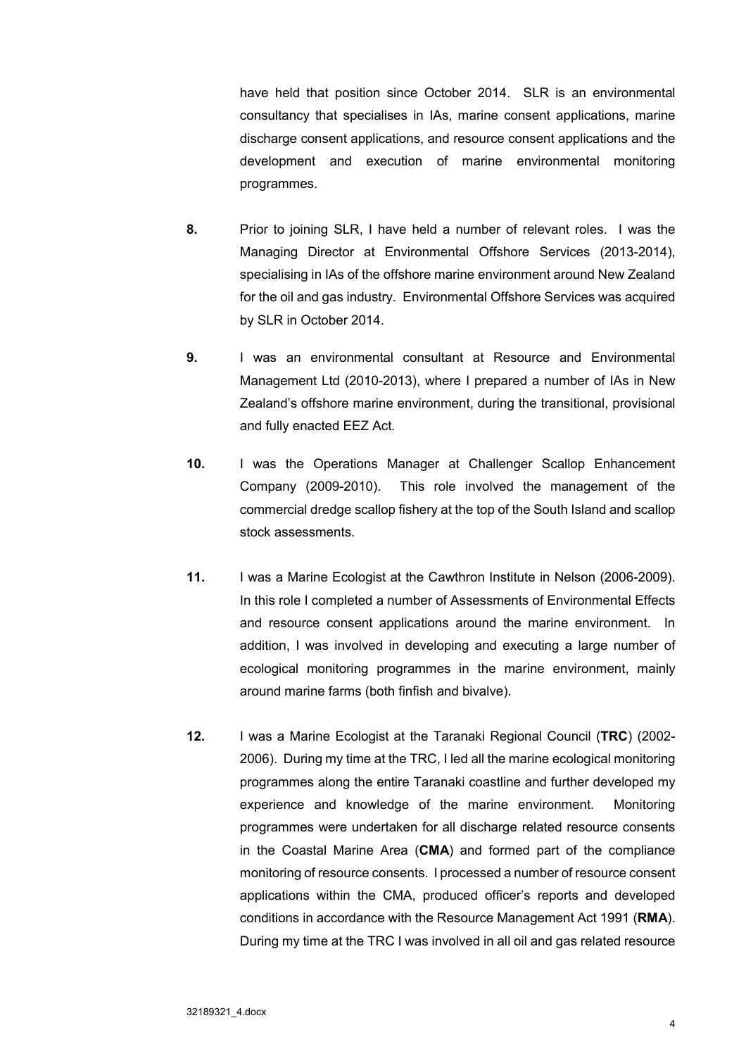have held that position since October 2014. SLR is an environmental consultancy that specialises in IAs, marine consent applications, marine discharge consent applications, and resource consent applications and the development and execution of marine environmental monitoring programmes.

**8.** Prior to joining SLR, I have held a number of relevant roles. I was the Managing Director at Environmental Offshore Services (2013-2014), specialising in IAs of the offshore marine environment around New Zealand for the oil and gas industry. Environmental Offshore Services was acquired by SLR in October 2014.

**9.** I was an environmental consultant at Resource and Environmental Management Ltd (2010-2013), where I prepared a number of IAs in New Zealand's offshore marine environment, during the transitional, provisional and fully enacted EEZ Act.

**10.** I was the Operations Manager at Challenger Scallop Enhancement Company (2009-2010). This role involved the management of the commercial dredge scallop fishery at the top of the South Island and scallop stock assessments.

**11.** I was a Marine Ecologist at the Cawthron Institute in Nelson (2006-2009). In this role I completed a number of Assessments of Environmental Effects and resource consent applications around the marine environment. In addition, I was involved in developing and executing a large number of ecological monitoring programmes in the marine environment, mainly around marine farms (both finfish and bivalve).

**12.** I was a Marine Ecologist at the Taranaki Regional Council (**TRC**) (2002-2006). During my time at the TRC, I led all the marine ecological monitoring programmes along the entire Taranaki coastline and further developed my experience and knowledge of the marine environment. Monitoring programmes were undertaken for all discharge related resource consents in the Coastal Marine Area (**CMA**) and formed part of the compliance monitoring of resource consents. I processed a number of resource consent applications within the CMA, produced officer's reports and developed conditions in accordance with the Resource Management Act 1991 (**RMA**). During my time at the TRC I was involved in all oil and gas related resource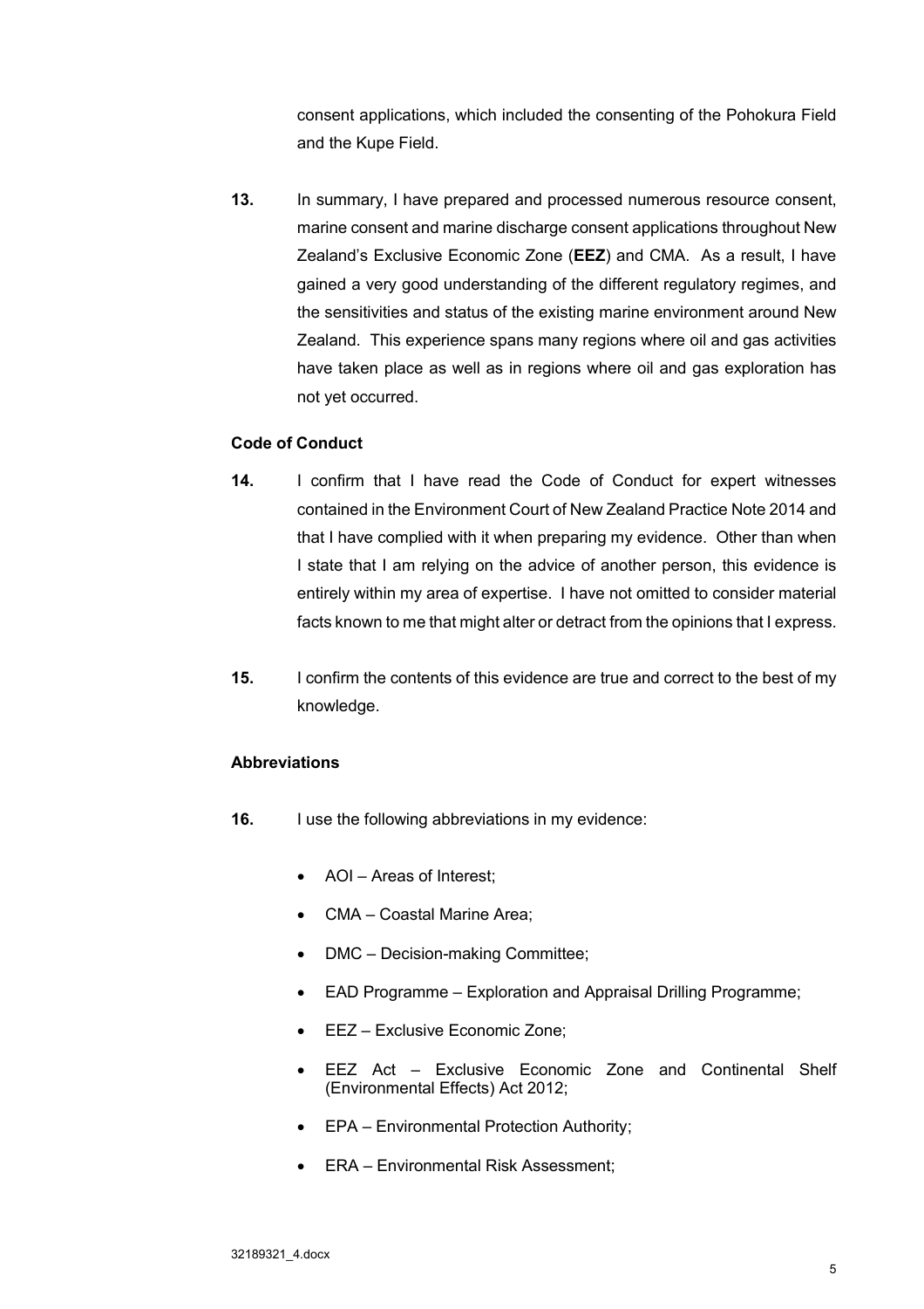consent applications, which included the consenting of the Pohokura Field and the Kupe Field.

**13.** In summary, I have prepared and processed numerous resource consent, marine consent and marine discharge consent applications throughout New Zealand's Exclusive Economic Zone (**EEZ**) and CMA. As a result, I have gained a very good understanding of the different regulatory regimes, and the sensitivities and status of the existing marine environment around New Zealand. This experience spans many regions where oil and gas activities have taken place as well as in regions where oil and gas exploration has not yet occurred.

**Code of Conduct**

**14.** I confirm that I have read the Code of Conduct for expert witnesses contained in the Environment Court of New Zealand Practice Note 2014 and that I have complied with it when preparing my evidence. Other than when I state that I am relying on the advice of another person, this evidence is entirely within my area of expertise. I have not omitted to consider material facts known to me that might alter or detract from the opinions that I express.

**15.** I confirm the contents of this evidence are true and correct to the best of my knowledge.

**Abbreviations**

**16.** I use the following abbreviations in my evidence:

- AOI – Areas of Interest;
- CMA – Coastal Marine Area;
- DMC – Decision-making Committee;
- EAD Programme – Exploration and Appraisal Drilling Programme;
- EEZ – Exclusive Economic Zone;
- EEZ Act – Exclusive Economic Zone and Continental Shelf (Environmental Effects) Act 2012;
- EPA – Environmental Protection Authority;
- ERA – Environmental Risk Assessment;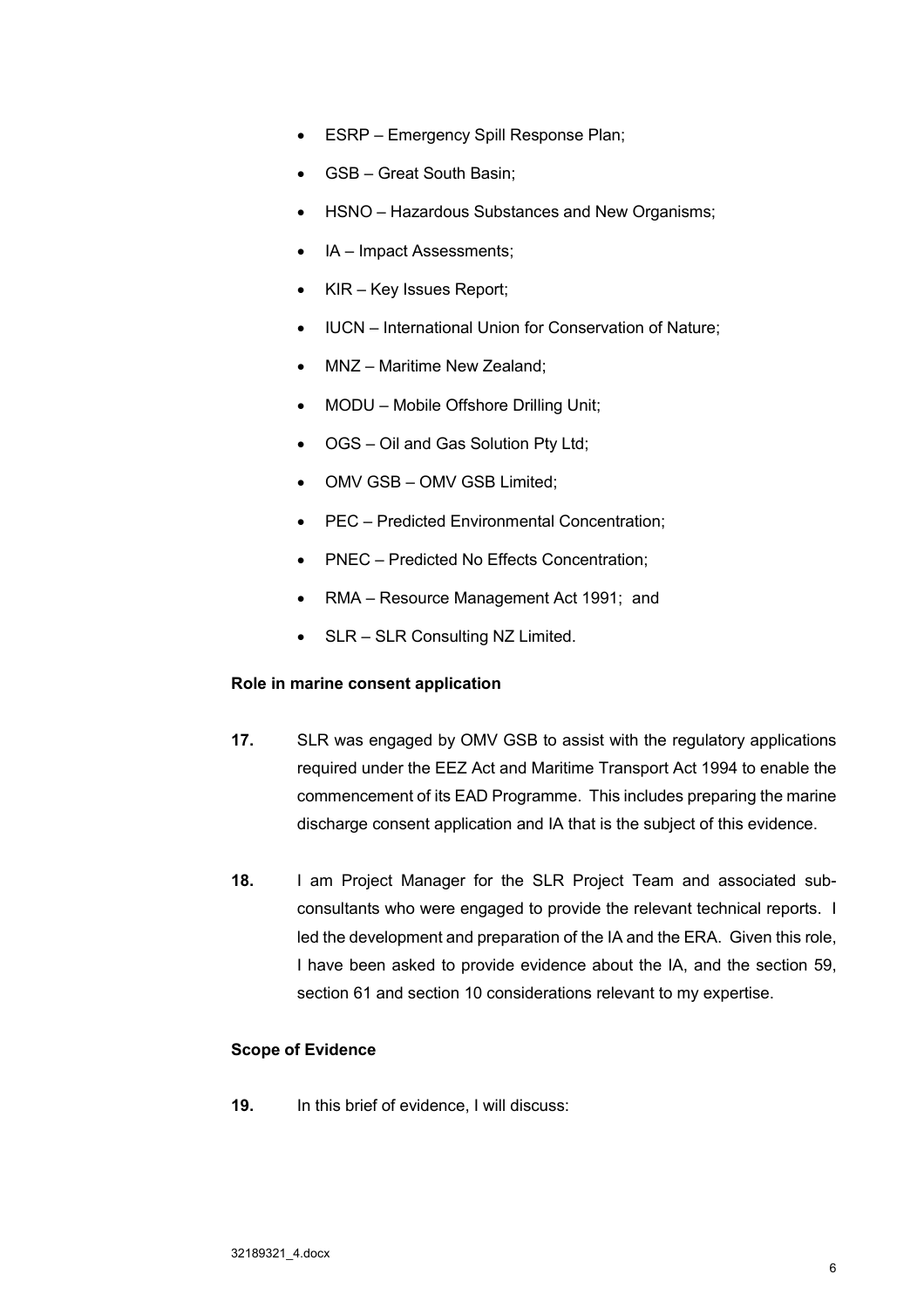- ESRP – Emergency Spill Response Plan;
- GSB – Great South Basin;
- HSNO – Hazardous Substances and New Organisms;
- IA – Impact Assessments;
- KIR – Key Issues Report;
- IUCN – International Union for Conservation of Nature;
- MNZ – Maritime New Zealand;
- MODU – Mobile Offshore Drilling Unit;
- OGS – Oil and Gas Solution Pty Ltd;
- OMV GSB – OMV GSB Limited;
- PEC – Predicted Environmental Concentration;
- PNEC – Predicted No Effects Concentration;
- RMA – Resource Management Act 1991; and
- SLR – SLR Consulting NZ Limited.

**Role in marine consent application**

**17.** SLR was engaged by OMV GSB to assist with the regulatory applications required under the EEZ Act and Maritime Transport Act 1994 to enable the commencement of its EAD Programme. This includes preparing the marine discharge consent application and IA that is the subject of this evidence.

**18.** I am Project Manager for the SLR Project Team and associated sub-consultants who were engaged to provide the relevant technical reports. I led the development and preparation of the IA and the ERA. Given this role, I have been asked to provide evidence about the IA, and the section 59, section 61 and section 10 considerations relevant to my expertise.

**Scope of Evidence**

**19.** In this brief of evidence, I will discuss: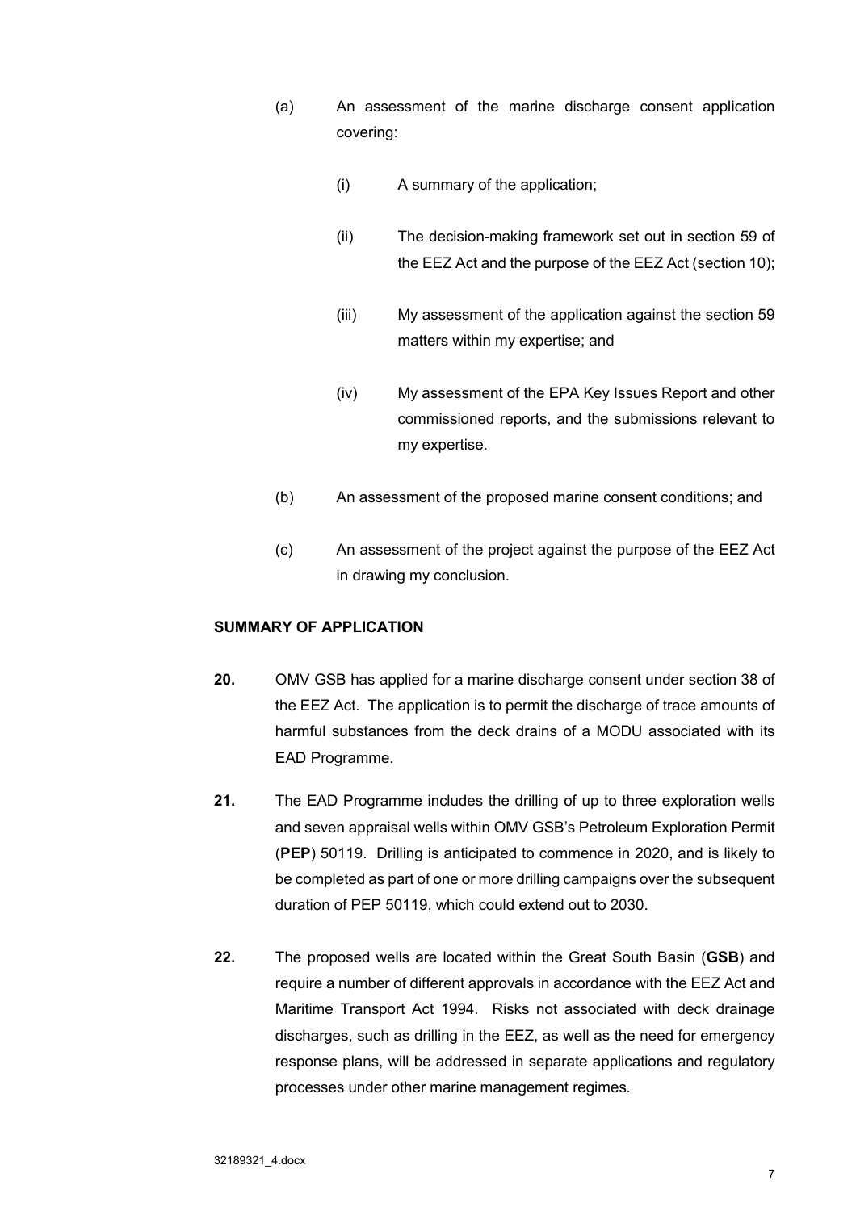(a) An assessment of the marine discharge consent application covering:

  (i) A summary of the application;

  (ii) The decision-making framework set out in section 59 of the EEZ Act and the purpose of the EEZ Act (section 10);

  (iii) My assessment of the application against the section 59 matters within my expertise; and

  (iv) My assessment of the EPA Key Issues Report and other commissioned reports, and the submissions relevant to my expertise.

(b) An assessment of the proposed marine consent conditions; and

(c) An assessment of the project against the purpose of the EEZ Act in drawing my conclusion.

## SUMMARY OF APPLICATION

**20.** OMV GSB has applied for a marine discharge consent under section 38 of the EEZ Act. The application is to permit the discharge of trace amounts of harmful substances from the deck drains of a MODU associated with its EAD Programme.

**21.** The EAD Programme includes the drilling of up to three exploration wells and seven appraisal wells within OMV GSB's Petroleum Exploration Permit (**PEP**) 50119. Drilling is anticipated to commence in 2020, and is likely to be completed as part of one or more drilling campaigns over the subsequent duration of PEP 50119, which could extend out to 2030.

**22.** The proposed wells are located within the Great South Basin (**GSB**) and require a number of different approvals in accordance with the EEZ Act and Maritime Transport Act 1994. Risks not associated with deck drainage discharges, such as drilling in the EEZ, as well as the need for emergency response plans, will be addressed in separate applications and regulatory processes under other marine management regimes.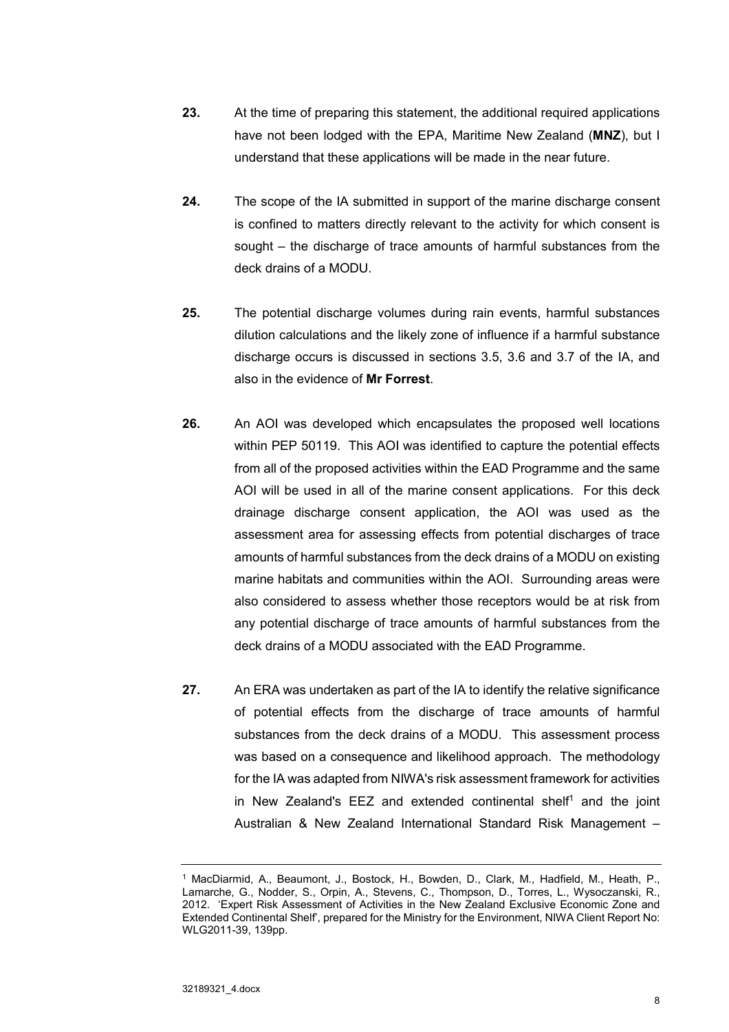**23.** At the time of preparing this statement, the additional required applications have not been lodged with the EPA, Maritime New Zealand (**MNZ**), but I understand that these applications will be made in the near future.

**24.** The scope of the IA submitted in support of the marine discharge consent is confined to matters directly relevant to the activity for which consent is sought – the discharge of trace amounts of harmful substances from the deck drains of a MODU.

**25.** The potential discharge volumes during rain events, harmful substances dilution calculations and the likely zone of influence if a harmful substance discharge occurs is discussed in sections 3.5, 3.6 and 3.7 of the IA, and also in the evidence of **Mr Forrest**.

**26.** An AOI was developed which encapsulates the proposed well locations within PEP 50119. This AOI was identified to capture the potential effects from all of the proposed activities within the EAD Programme and the same AOI will be used in all of the marine consent applications. For this deck drainage discharge consent application, the AOI was used as the assessment area for assessing effects from potential discharges of trace amounts of harmful substances from the deck drains of a MODU on existing marine habitats and communities within the AOI. Surrounding areas were also considered to assess whether those receptors would be at risk from any potential discharge of trace amounts of harmful substances from the deck drains of a MODU associated with the EAD Programme.

**27.** An ERA was undertaken as part of the IA to identify the relative significance of potential effects from the discharge of trace amounts of harmful substances from the deck drains of a MODU. This assessment process was based on a consequence and likelihood approach. The methodology for the IA was adapted from NIWA's risk assessment framework for activities in New Zealand's EEZ and extended continental shelf[1] and the joint Australian & New Zealand International Standard Risk Management –

---

[1] MacDiarmid, A., Beaumont, J., Bostock, H., Bowden, D., Clark, M., Hadfield, M., Heath, P., Lamarche, G., Nodder, S., Orpin, A., Stevens, C., Thompson, D., Torres, L., Wysoczanski, R., 2012. 'Expert Risk Assessment of Activities in the New Zealand Exclusive Economic Zone and Extended Continental Shelf', prepared for the Ministry for the Environment, NIWA Client Report No: WLG2011-39, 139pp.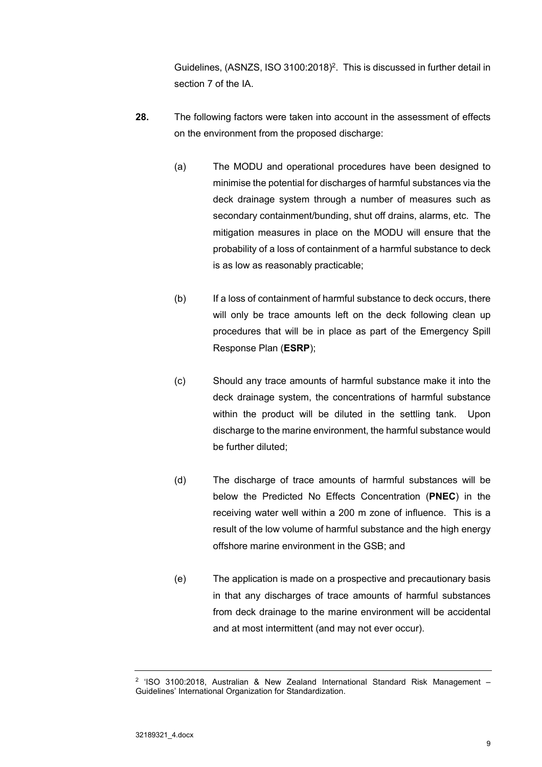Guidelines, (ASNZS, ISO 3100:2018)[2]. This is discussed in further detail in section 7 of the IA.

**28.** The following factors were taken into account in the assessment of effects on the environment from the proposed discharge:

(a) The MODU and operational procedures have been designed to minimise the potential for discharges of harmful substances via the deck drainage system through a number of measures such as secondary containment/bunding, shut off drains, alarms, etc. The mitigation measures in place on the MODU will ensure that the probability of a loss of containment of a harmful substance to deck is as low as reasonably practicable;

(b) If a loss of containment of harmful substance to deck occurs, there will only be trace amounts left on the deck following clean up procedures that will be in place as part of the Emergency Spill Response Plan (**ESRP**);

(c) Should any trace amounts of harmful substance make it into the deck drainage system, the concentrations of harmful substance within the product will be diluted in the settling tank. Upon discharge to the marine environment, the harmful substance would be further diluted;

(d) The discharge of trace amounts of harmful substances will be below the Predicted No Effects Concentration (**PNEC**) in the receiving water well within a 200 m zone of influence. This is a result of the low volume of harmful substance and the high energy offshore marine environment in the GSB; and

(e) The application is made on a prospective and precautionary basis in that any discharges of trace amounts of harmful substances from deck drainage to the marine environment will be accidental and at most intermittent (and may not ever occur).

---

[2] 'ISO 3100:2018, Australian & New Zealand International Standard Risk Management – Guidelines' International Organization for Standardization.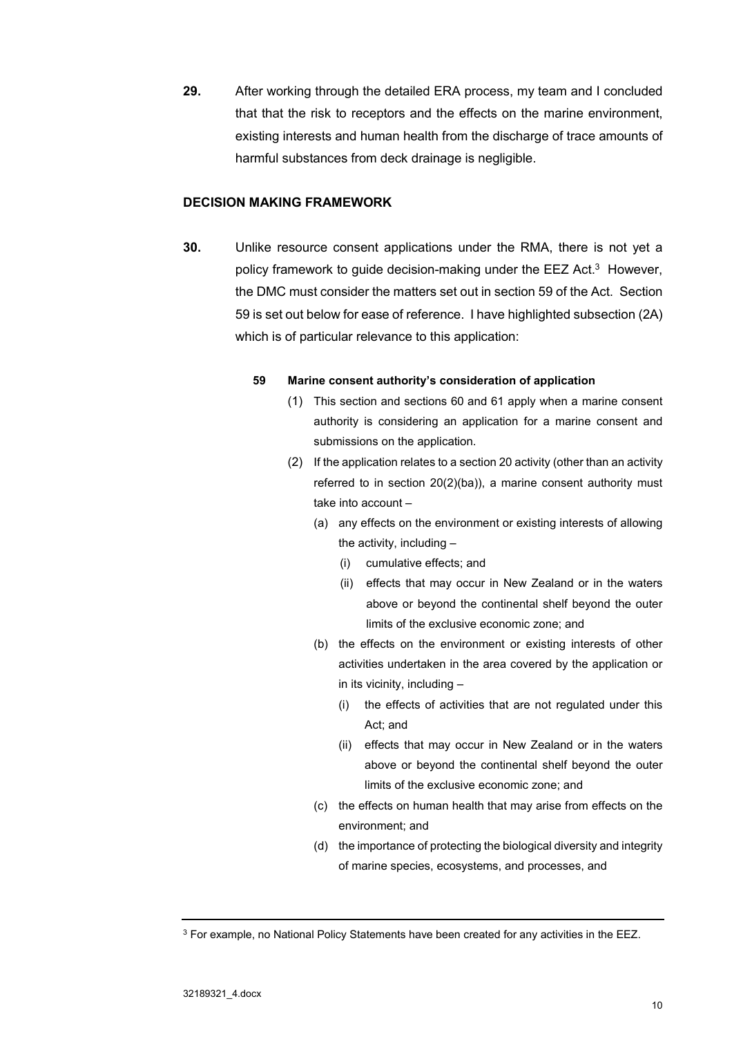**29.** After working through the detailed ERA process, my team and I concluded that that the risk to receptors and the effects on the marine environment, existing interests and human health from the discharge of trace amounts of harmful substances from deck drainage is negligible.

## DECISION MAKING FRAMEWORK

**30.** Unlike resource consent applications under the RMA, there is not yet a policy framework to guide decision-making under the EEZ Act.[3] However, the DMC must consider the matters set out in section 59 of the Act. Section 59 is set out below for ease of reference. I have highlighted subsection (2A) which is of particular relevance to this application:

> **59 Marine consent authority's consideration of application**
>
> (1) This section and sections 60 and 61 apply when a marine consent authority is considering an application for a marine consent and submissions on the application.
>
> (2) If the application relates to a section 20 activity (other than an activity referred to in section 20(2)(ba)), a marine consent authority must take into account –
>
> (a) any effects on the environment or existing interests of allowing the activity, including –
>
> (i) cumulative effects; and
>
> (ii) effects that may occur in New Zealand or in the waters above or beyond the continental shelf beyond the outer limits of the exclusive economic zone; and
>
> (b) the effects on the environment or existing interests of other activities undertaken in the area covered by the application or in its vicinity, including –
>
> (i) the effects of activities that are not regulated under this Act; and
>
> (ii) effects that may occur in New Zealand or in the waters above or beyond the continental shelf beyond the outer limits of the exclusive economic zone; and
>
> (c) the effects on human health that may arise from effects on the environment; and
>
> (d) the importance of protecting the biological diversity and integrity of marine species, ecosystems, and processes, and

---

[3] For example, no National Policy Statements have been created for any activities in the EEZ.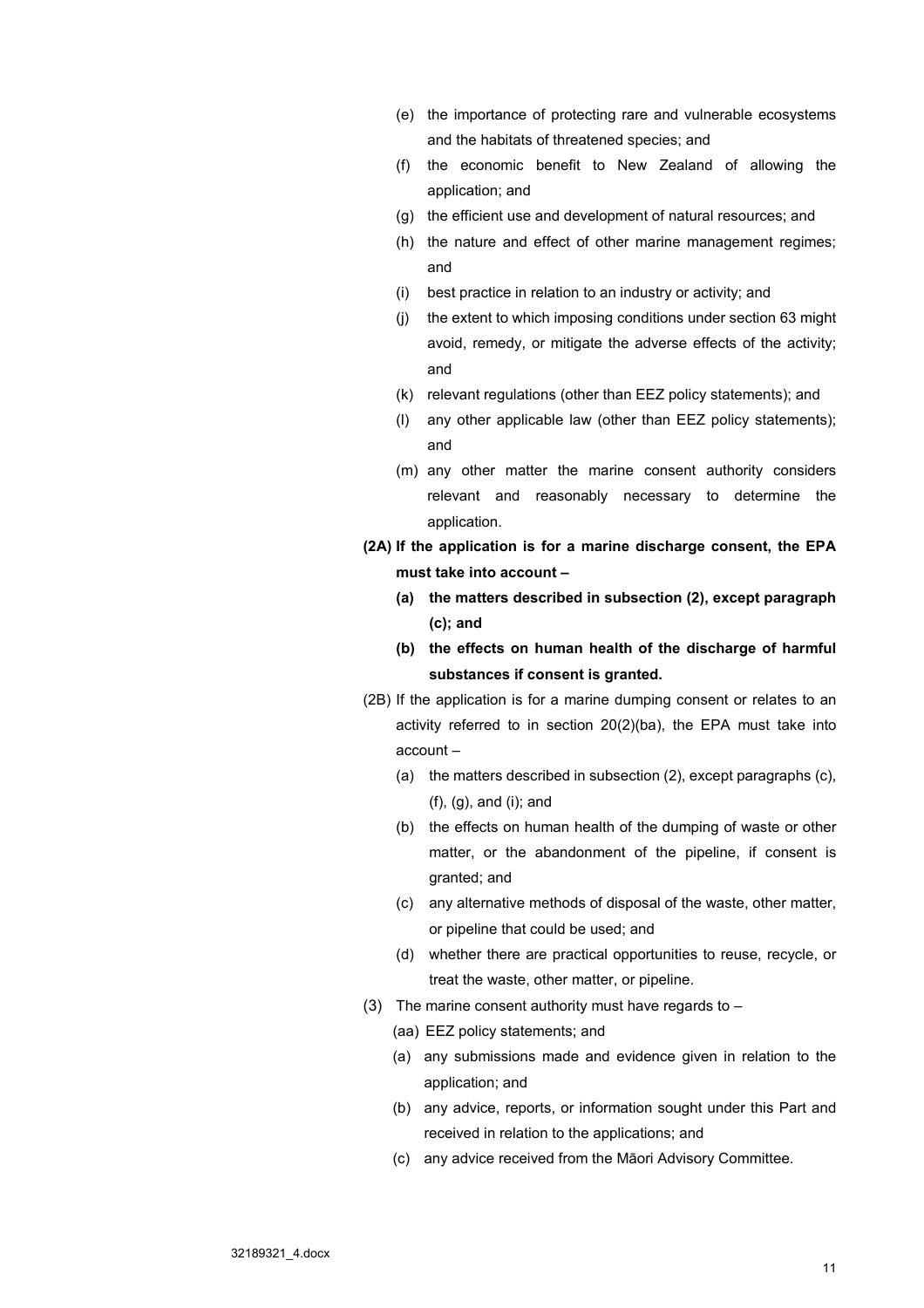- (e) the importance of protecting rare and vulnerable ecosystems and the habitats of threatened species; and
- (f) the economic benefit to New Zealand of allowing the application; and
- (g) the efficient use and development of natural resources; and
- (h) the nature and effect of other marine management regimes; and
- (i) best practice in relation to an industry or activity; and
- (j) the extent to which imposing conditions under section 63 might avoid, remedy, or mitigate the adverse effects of the activity; and
- (k) relevant regulations (other than EEZ policy statements); and
- (l) any other applicable law (other than EEZ policy statements); and
- (m) any other matter the marine consent authority considers relevant and reasonably necessary to determine the application.

**(2A) If the application is for a marine discharge consent, the EPA must take into account –**

- **(a) the matters described in subsection (2), except paragraph (c); and**
- **(b) the effects on human health of the discharge of harmful substances if consent is granted.**

(2B) If the application is for a marine dumping consent or relates to an activity referred to in section 20(2)(ba), the EPA must take into account –

- (a) the matters described in subsection (2), except paragraphs (c), (f), (g), and (i); and
- (b) the effects on human health of the dumping of waste or other matter, or the abandonment of the pipeline, if consent is granted; and
- (c) any alternative methods of disposal of the waste, other matter, or pipeline that could be used; and
- (d) whether there are practical opportunities to reuse, recycle, or treat the waste, other matter, or pipeline.

(3) The marine consent authority must have regards to –

- (aa) EEZ policy statements; and
- (a) any submissions made and evidence given in relation to the application; and
- (b) any advice, reports, or information sought under this Part and received in relation to the applications; and
- (c) any advice received from the Māori Advisory Committee.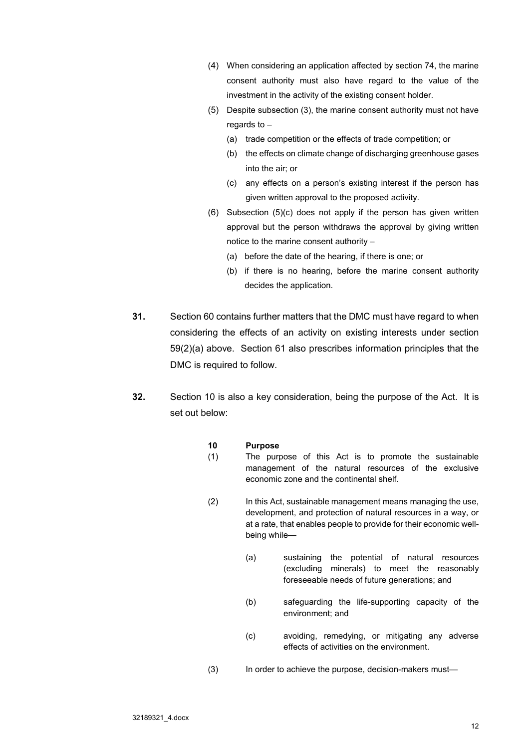> (4) When considering an application affected by section 74, the marine consent authority must also have regard to the value of the investment in the activity of the existing consent holder.
>
> (5) Despite subsection (3), the marine consent authority must not have regards to –
>
> (a) trade competition or the effects of trade competition; or
>
> (b) the effects on climate change of discharging greenhouse gases into the air; or
>
> (c) any effects on a person's existing interest if the person has given written approval to the proposed activity.
>
> (6) Subsection (5)(c) does not apply if the person has given written approval but the person withdraws the approval by giving written notice to the marine consent authority –
>
> (a) before the date of the hearing, if there is one; or
>
> (b) if there is no hearing, before the marine consent authority decides the application.

**31.** Section 60 contains further matters that the DMC must have regard to when considering the effects of an activity on existing interests under section 59(2)(a) above. Section 61 also prescribes information principles that the DMC is required to follow.

**32.** Section 10 is also a key consideration, being the purpose of the Act. It is set out below:

> **10 Purpose**
>
> (1) The purpose of this Act is to promote the sustainable management of the natural resources of the exclusive economic zone and the continental shelf.
>
> (2) In this Act, sustainable management means managing the use, development, and protection of natural resources in a way, or at a rate, that enables people to provide for their economic well-being while—
>
> (a) sustaining the potential of natural resources (excluding minerals) to meet the reasonably foreseeable needs of future generations; and
>
> (b) safeguarding the life-supporting capacity of the environment; and
>
> (c) avoiding, remedying, or mitigating any adverse effects of activities on the environment.
>
> (3) In order to achieve the purpose, decision-makers must—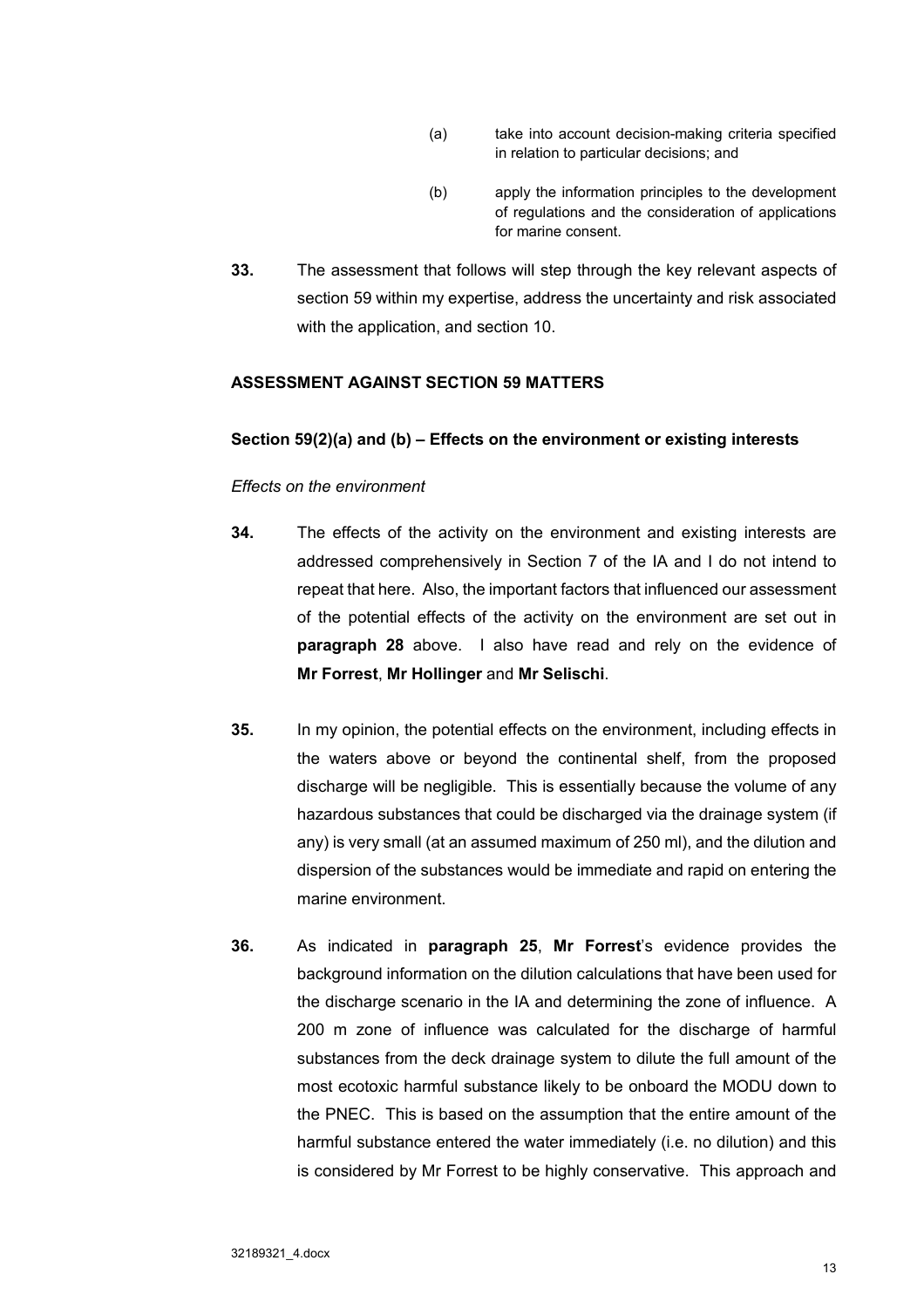(a) take into account decision-making criteria specified in relation to particular decisions; and

(b) apply the information principles to the development of regulations and the consideration of applications for marine consent.

**33.** The assessment that follows will step through the key relevant aspects of section 59 within my expertise, address the uncertainty and risk associated with the application, and section 10.

## ASSESSMENT AGAINST SECTION 59 MATTERS

### Section 59(2)(a) and (b) – Effects on the environment or existing interests

*Effects on the environment*

**34.** The effects of the activity on the environment and existing interests are addressed comprehensively in Section 7 of the IA and I do not intend to repeat that here. Also, the important factors that influenced our assessment of the potential effects of the activity on the environment are set out in **paragraph 28** above. I also have read and rely on the evidence of **Mr Forrest**, **Mr Hollinger** and **Mr Selischi**.

**35.** In my opinion, the potential effects on the environment, including effects in the waters above or beyond the continental shelf, from the proposed discharge will be negligible. This is essentially because the volume of any hazardous substances that could be discharged via the drainage system (if any) is very small (at an assumed maximum of 250 ml), and the dilution and dispersion of the substances would be immediate and rapid on entering the marine environment.

**36.** As indicated in **paragraph 25**, **Mr Forrest**'s evidence provides the background information on the dilution calculations that have been used for the discharge scenario in the IA and determining the zone of influence. A 200 m zone of influence was calculated for the discharge of harmful substances from the deck drainage system to dilute the full amount of the most ecotoxic harmful substance likely to be onboard the MODU down to the PNEC. This is based on the assumption that the entire amount of the harmful substance entered the water immediately (i.e. no dilution) and this is considered by Mr Forrest to be highly conservative. This approach and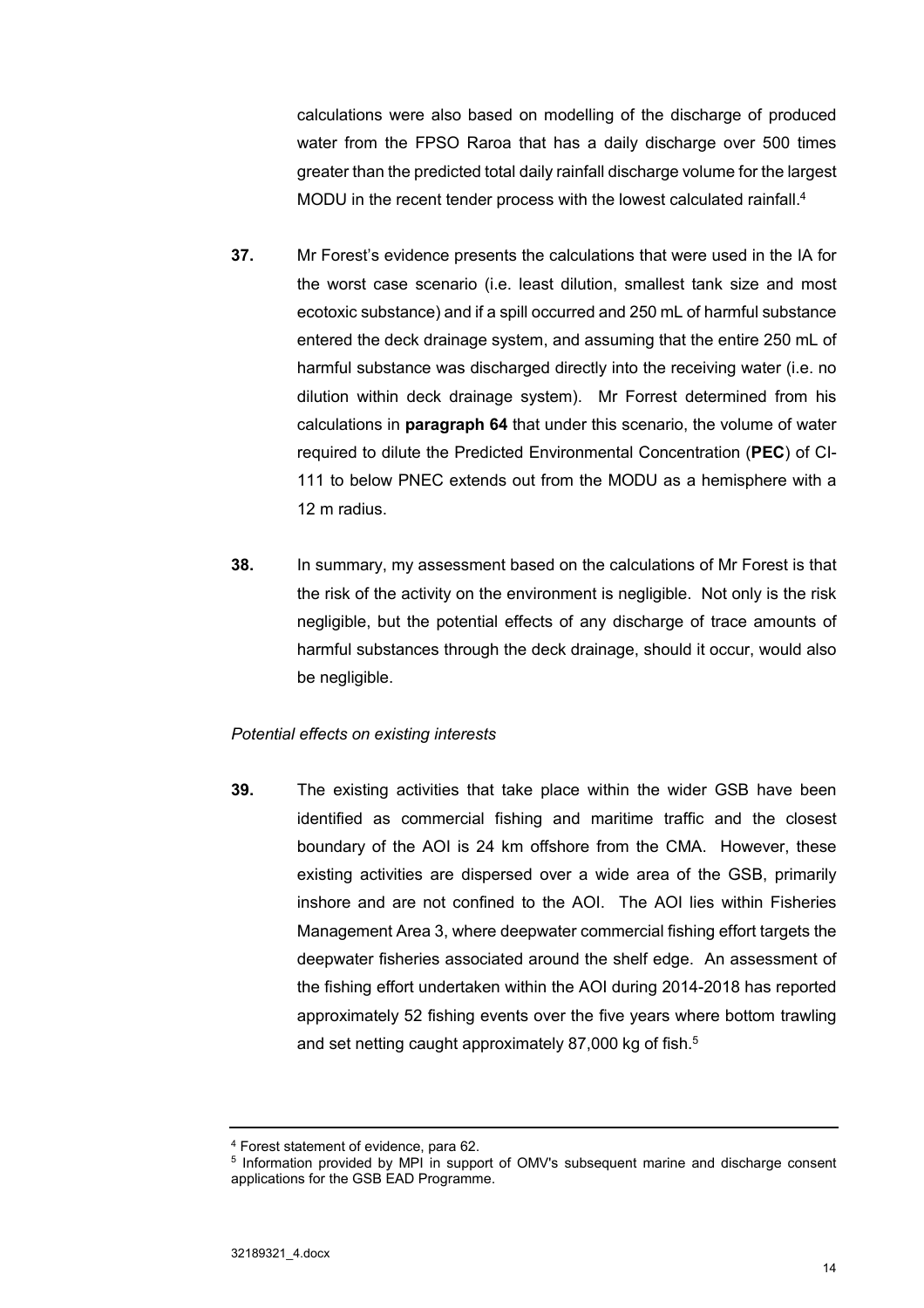calculations were also based on modelling of the discharge of produced water from the FPSO Raroa that has a daily discharge over 500 times greater than the predicted total daily rainfall discharge volume for the largest MODU in the recent tender process with the lowest calculated rainfall.[4]

**37.** Mr Forest's evidence presents the calculations that were used in the IA for the worst case scenario (i.e. least dilution, smallest tank size and most ecotoxic substance) and if a spill occurred and 250 mL of harmful substance entered the deck drainage system, and assuming that the entire 250 mL of harmful substance was discharged directly into the receiving water (i.e. no dilution within deck drainage system). Mr Forrest determined from his calculations in **paragraph 64** that under this scenario, the volume of water required to dilute the Predicted Environmental Concentration (**PEC**) of CI-111 to below PNEC extends out from the MODU as a hemisphere with a 12 m radius.

**38.** In summary, my assessment based on the calculations of Mr Forest is that the risk of the activity on the environment is negligible. Not only is the risk negligible, but the potential effects of any discharge of trace amounts of harmful substances through the deck drainage, should it occur, would also be negligible.

*Potential effects on existing interests*

**39.** The existing activities that take place within the wider GSB have been identified as commercial fishing and maritime traffic and the closest boundary of the AOI is 24 km offshore from the CMA. However, these existing activities are dispersed over a wide area of the GSB, primarily inshore and are not confined to the AOI. The AOI lies within Fisheries Management Area 3, where deepwater commercial fishing effort targets the deepwater fisheries associated around the shelf edge. An assessment of the fishing effort undertaken within the AOI during 2014-2018 has reported approximately 52 fishing events over the five years where bottom trawling and set netting caught approximately 87,000 kg of fish.[5]

---

[4] Forest statement of evidence, para 62.

[5] Information provided by MPI in support of OMV's subsequent marine and discharge consent applications for the GSB EAD Programme.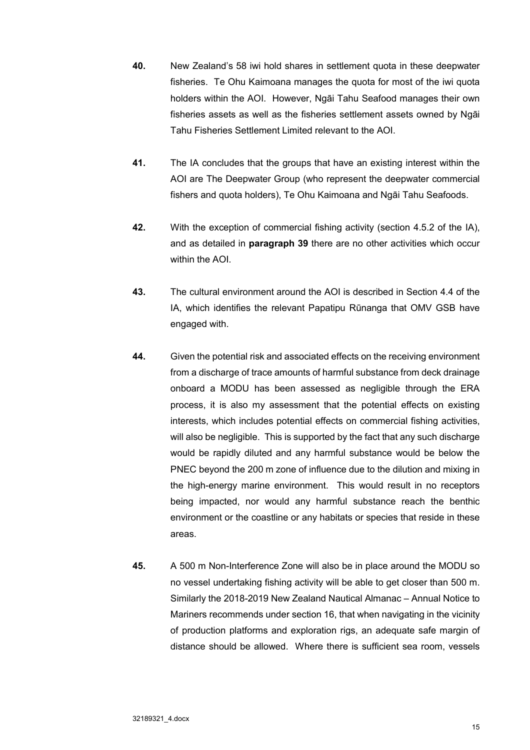**40.** New Zealand's 58 iwi hold shares in settlement quota in these deepwater fisheries. Te Ohu Kaimoana manages the quota for most of the iwi quota holders within the AOI. However, Ngāi Tahu Seafood manages their own fisheries assets as well as the fisheries settlement assets owned by Ngāi Tahu Fisheries Settlement Limited relevant to the AOI.

**41.** The IA concludes that the groups that have an existing interest within the AOI are The Deepwater Group (who represent the deepwater commercial fishers and quota holders), Te Ohu Kaimoana and Ngāi Tahu Seafoods.

**42.** With the exception of commercial fishing activity (section 4.5.2 of the IA), and as detailed in **paragraph 39** there are no other activities which occur within the AOI.

**43.** The cultural environment around the AOI is described in Section 4.4 of the IA, which identifies the relevant Papatipu Rūnanga that OMV GSB have engaged with.

**44.** Given the potential risk and associated effects on the receiving environment from a discharge of trace amounts of harmful substance from deck drainage onboard a MODU has been assessed as negligible through the ERA process, it is also my assessment that the potential effects on existing interests, which includes potential effects on commercial fishing activities, will also be negligible. This is supported by the fact that any such discharge would be rapidly diluted and any harmful substance would be below the PNEC beyond the 200 m zone of influence due to the dilution and mixing in the high-energy marine environment. This would result in no receptors being impacted, nor would any harmful substance reach the benthic environment or the coastline or any habitats or species that reside in these areas.

**45.** A 500 m Non-Interference Zone will also be in place around the MODU so no vessel undertaking fishing activity will be able to get closer than 500 m. Similarly the 2018-2019 New Zealand Nautical Almanac – Annual Notice to Mariners recommends under section 16, that when navigating in the vicinity of production platforms and exploration rigs, an adequate safe margin of distance should be allowed. Where there is sufficient sea room, vessels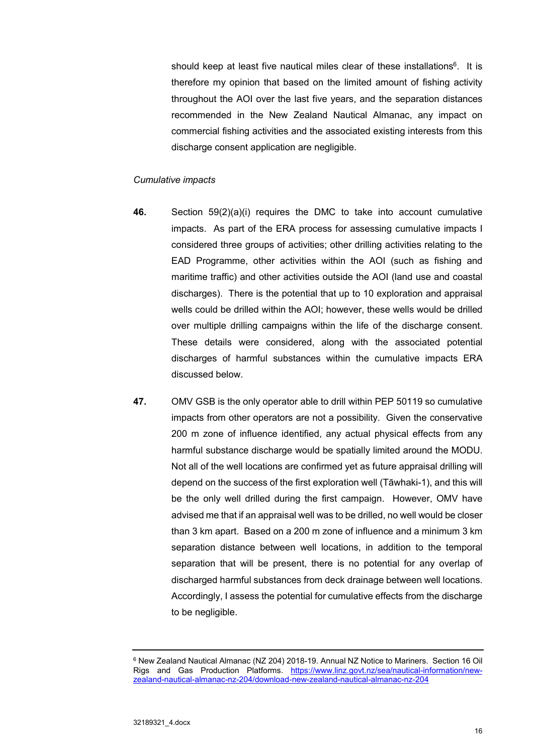should keep at least five nautical miles clear of these installations[6]. It is therefore my opinion that based on the limited amount of fishing activity throughout the AOI over the last five years, and the separation distances recommended in the New Zealand Nautical Almanac, any impact on commercial fishing activities and the associated existing interests from this discharge consent application are negligible.

*Cumulative impacts*

**46.** Section 59(2)(a)(i) requires the DMC to take into account cumulative impacts. As part of the ERA process for assessing cumulative impacts I considered three groups of activities; other drilling activities relating to the EAD Programme, other activities within the AOI (such as fishing and maritime traffic) and other activities outside the AOI (land use and coastal discharges). There is the potential that up to 10 exploration and appraisal wells could be drilled within the AOI; however, these wells would be drilled over multiple drilling campaigns within the life of the discharge consent. These details were considered, along with the associated potential discharges of harmful substances within the cumulative impacts ERA discussed below.

**47.** OMV GSB is the only operator able to drill within PEP 50119 so cumulative impacts from other operators are not a possibility. Given the conservative 200 m zone of influence identified, any actual physical effects from any harmful substance discharge would be spatially limited around the MODU. Not all of the well locations are confirmed yet as future appraisal drilling will depend on the success of the first exploration well (Tāwhaki-1), and this will be the only well drilled during the first campaign. However, OMV have advised me that if an appraisal well was to be drilled, no well would be closer than 3 km apart. Based on a 200 m zone of influence and a minimum 3 km separation distance between well locations, in addition to the temporal separation that will be present, there is no potential for any overlap of discharged harmful substances from deck drainage between well locations. Accordingly, I assess the potential for cumulative effects from the discharge to be negligible.

---

[6] New Zealand Nautical Almanac (NZ 204) 2018-19. Annual NZ Notice to Mariners. Section 16 Oil Rigs and Gas Production Platforms. https://www.linz.govt.nz/sea/nautical-information/new-zealand-nautical-almanac-nz-204/download-new-zealand-nautical-almanac-nz-204

32189321_4.docx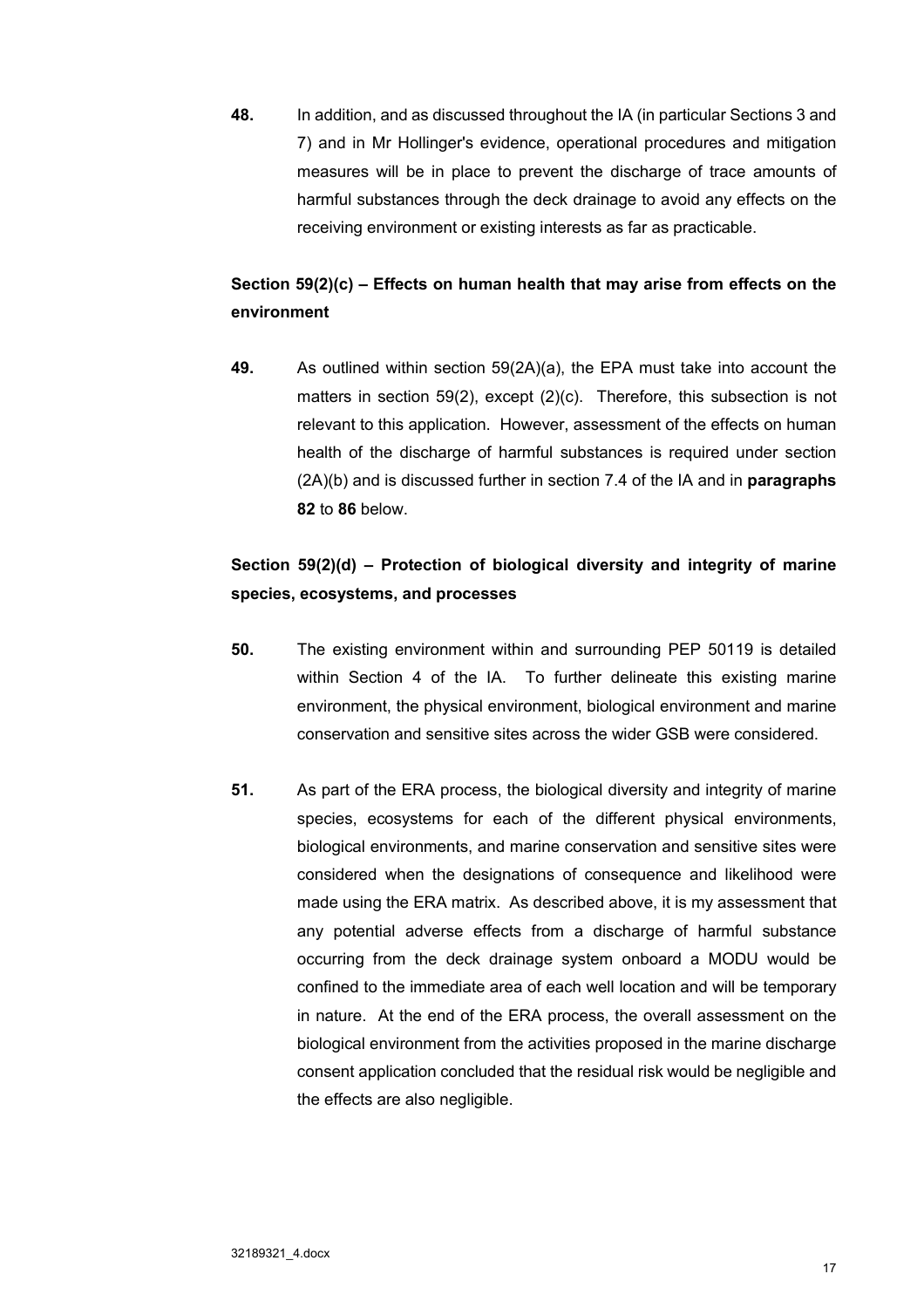**48.** In addition, and as discussed throughout the IA (in particular Sections 3 and 7) and in Mr Hollinger's evidence, operational procedures and mitigation measures will be in place to prevent the discharge of trace amounts of harmful substances through the deck drainage to avoid any effects on the receiving environment or existing interests as far as practicable.

**Section 59(2)(c) – Effects on human health that may arise from effects on the environment**

**49.** As outlined within section 59(2A)(a), the EPA must take into account the matters in section 59(2), except (2)(c). Therefore, this subsection is not relevant to this application. However, assessment of the effects on human health of the discharge of harmful substances is required under section (2A)(b) and is discussed further in section 7.4 of the IA and in **paragraphs 82** to **86** below.

**Section 59(2)(d) – Protection of biological diversity and integrity of marine species, ecosystems, and processes**

**50.** The existing environment within and surrounding PEP 50119 is detailed within Section 4 of the IA. To further delineate this existing marine environment, the physical environment, biological environment and marine conservation and sensitive sites across the wider GSB were considered.

**51.** As part of the ERA process, the biological diversity and integrity of marine species, ecosystems for each of the different physical environments, biological environments, and marine conservation and sensitive sites were considered when the designations of consequence and likelihood were made using the ERA matrix. As described above, it is my assessment that any potential adverse effects from a discharge of harmful substance occurring from the deck drainage system onboard a MODU would be confined to the immediate area of each well location and will be temporary in nature. At the end of the ERA process, the overall assessment on the biological environment from the activities proposed in the marine discharge consent application concluded that the residual risk would be negligible and the effects are also negligible.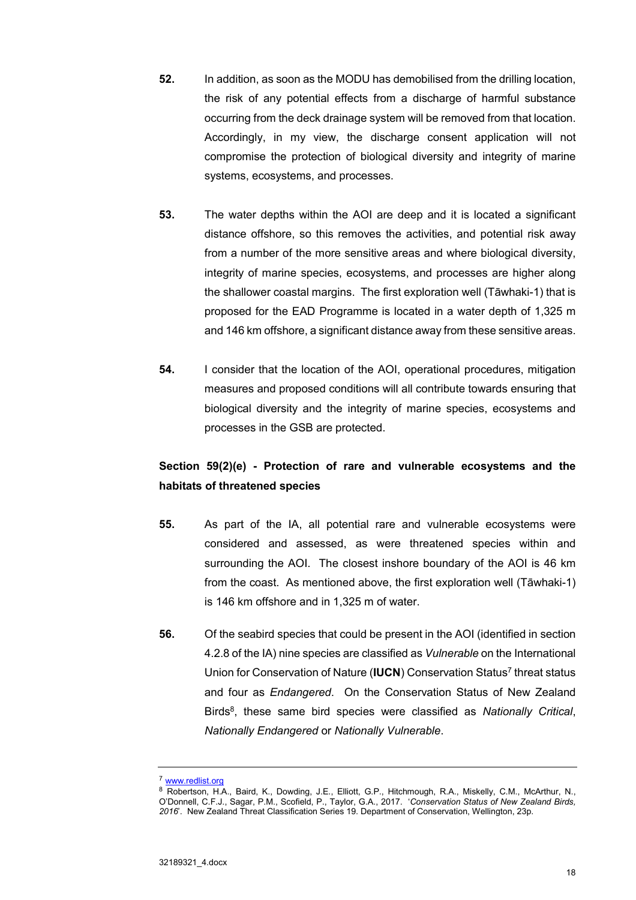**52.** In addition, as soon as the MODU has demobilised from the drilling location, the risk of any potential effects from a discharge of harmful substance occurring from the deck drainage system will be removed from that location. Accordingly, in my view, the discharge consent application will not compromise the protection of biological diversity and integrity of marine systems, ecosystems, and processes.

**53.** The water depths within the AOI are deep and it is located a significant distance offshore, so this removes the activities, and potential risk away from a number of the more sensitive areas and where biological diversity, integrity of marine species, ecosystems, and processes are higher along the shallower coastal margins. The first exploration well (Tāwhaki-1) that is proposed for the EAD Programme is located in a water depth of 1,325 m and 146 km offshore, a significant distance away from these sensitive areas.

**54.** I consider that the location of the AOI, operational procedures, mitigation measures and proposed conditions will all contribute towards ensuring that biological diversity and the integrity of marine species, ecosystems and processes in the GSB are protected.

**Section 59(2)(e) - Protection of rare and vulnerable ecosystems and the habitats of threatened species**

**55.** As part of the IA, all potential rare and vulnerable ecosystems were considered and assessed, as were threatened species within and surrounding the AOI. The closest inshore boundary of the AOI is 46 km from the coast. As mentioned above, the first exploration well (Tāwhaki-1) is 146 km offshore and in 1,325 m of water.

**56.** Of the seabird species that could be present in the AOI (identified in section 4.2.8 of the IA) nine species are classified as *Vulnerable* on the International Union for Conservation of Nature (**IUCN**) Conservation Status[7] threat status and four as *Endangered*. On the Conservation Status of New Zealand Birds[8], these same bird species were classified as *Nationally Critical*, *Nationally Endangered* or *Nationally Vulnerable*.

---

[7] www.redlist.org

[8] Robertson, H.A., Baird, K., Dowding, J.E., Elliott, G.P., Hitchmough, R.A., Miskelly, C.M., McArthur, N., O'Donnell, C.F.J., Sagar, P.M., Scofield, P., Taylor, G.A., 2017. '*Conservation Status of New Zealand Birds, 2016*'. New Zealand Threat Classification Series 19. Department of Conservation, Wellington, 23p.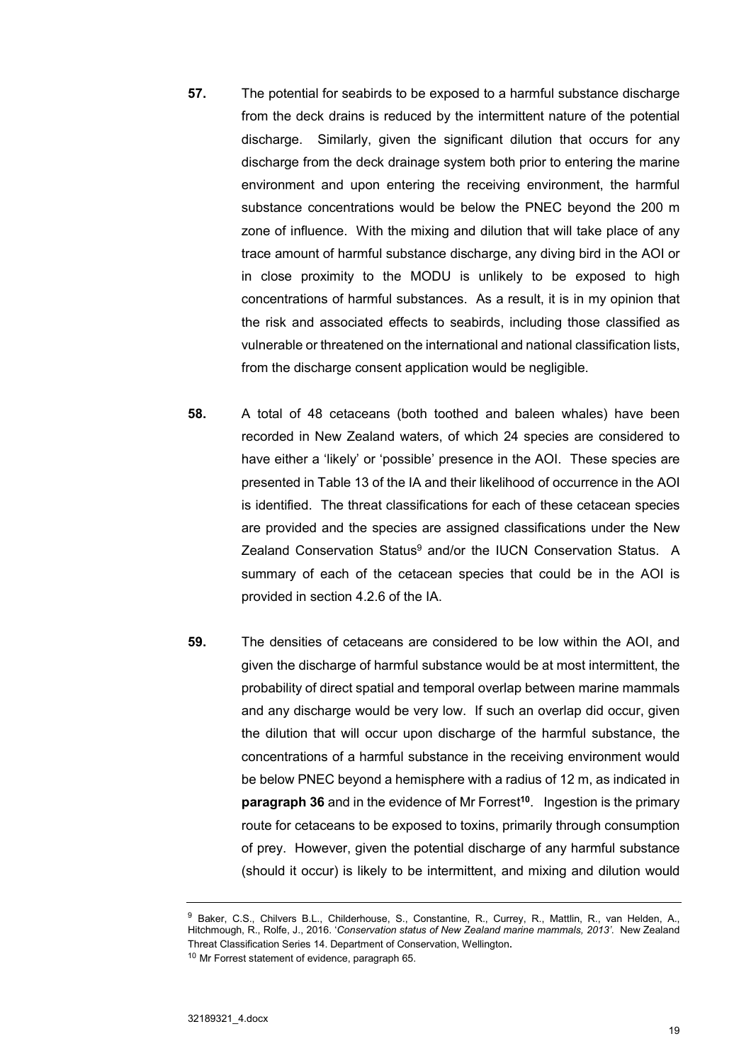**57.** The potential for seabirds to be exposed to a harmful substance discharge from the deck drains is reduced by the intermittent nature of the potential discharge. Similarly, given the significant dilution that occurs for any discharge from the deck drainage system both prior to entering the marine environment and upon entering the receiving environment, the harmful substance concentrations would be below the PNEC beyond the 200 m zone of influence. With the mixing and dilution that will take place of any trace amount of harmful substance discharge, any diving bird in the AOI or in close proximity to the MODU is unlikely to be exposed to high concentrations of harmful substances. As a result, it is in my opinion that the risk and associated effects to seabirds, including those classified as vulnerable or threatened on the international and national classification lists, from the discharge consent application would be negligible.

**58.** A total of 48 cetaceans (both toothed and baleen whales) have been recorded in New Zealand waters, of which 24 species are considered to have either a 'likely' or 'possible' presence in the AOI. These species are presented in Table 13 of the IA and their likelihood of occurrence in the AOI is identified. The threat classifications for each of these cetacean species are provided and the species are assigned classifications under the New Zealand Conservation Status[9] and/or the IUCN Conservation Status. A summary of each of the cetacean species that could be in the AOI is provided in section 4.2.6 of the IA.

**59.** The densities of cetaceans are considered to be low within the AOI, and given the discharge of harmful substance would be at most intermittent, the probability of direct spatial and temporal overlap between marine mammals and any discharge would be very low. If such an overlap did occur, given the dilution that will occur upon discharge of the harmful substance, the concentrations of a harmful substance in the receiving environment would be below PNEC beyond a hemisphere with a radius of 12 m, as indicated in **paragraph 36** and in the evidence of Mr Forrest[10]. Ingestion is the primary route for cetaceans to be exposed to toxins, primarily through consumption of prey. However, given the potential discharge of any harmful substance (should it occur) is likely to be intermittent, and mixing and dilution would

---

[9] Baker, C.S., Chilvers B.L., Childerhouse, S., Constantine, R., Currey, R., Mattlin, R., van Helden, A., Hitchmough, R., Rolfe, J., 2016. '*Conservation status of New Zealand marine mammals, 2013'*. New Zealand Threat Classification Series 14. Department of Conservation, Wellington.

[10] Mr Forrest statement of evidence, paragraph 65.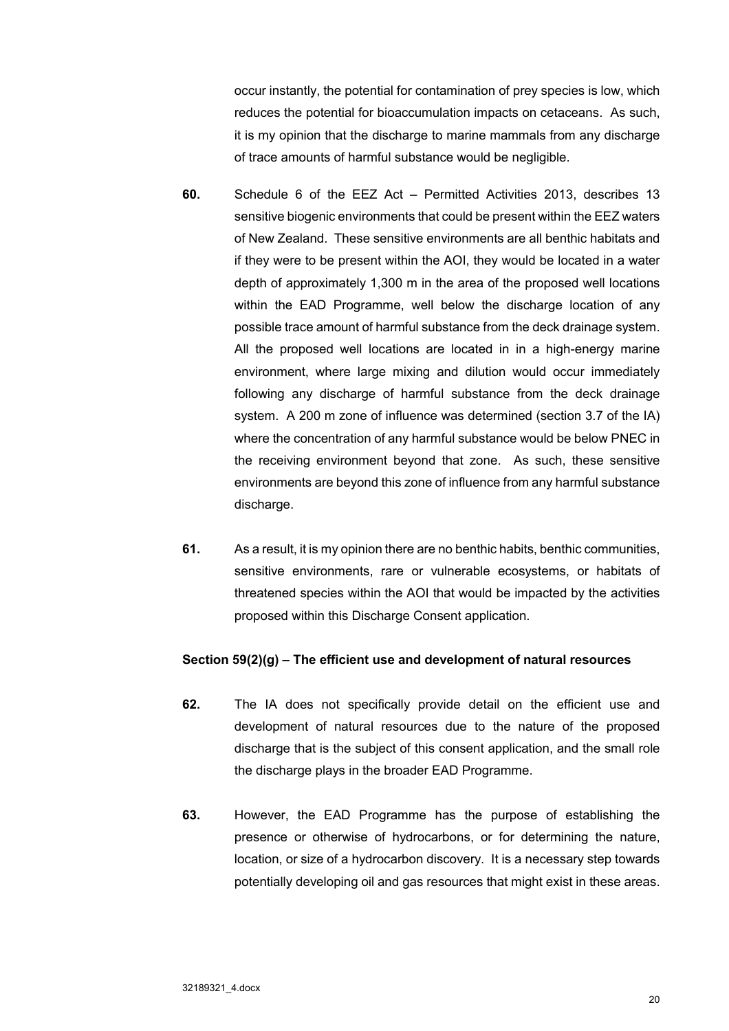occur instantly, the potential for contamination of prey species is low, which reduces the potential for bioaccumulation impacts on cetaceans. As such, it is my opinion that the discharge to marine mammals from any discharge of trace amounts of harmful substance would be negligible.

**60.** Schedule 6 of the EEZ Act – Permitted Activities 2013, describes 13 sensitive biogenic environments that could be present within the EEZ waters of New Zealand. These sensitive environments are all benthic habitats and if they were to be present within the AOI, they would be located in a water depth of approximately 1,300 m in the area of the proposed well locations within the EAD Programme, well below the discharge location of any possible trace amount of harmful substance from the deck drainage system. All the proposed well locations are located in in a high-energy marine environment, where large mixing and dilution would occur immediately following any discharge of harmful substance from the deck drainage system. A 200 m zone of influence was determined (section 3.7 of the IA) where the concentration of any harmful substance would be below PNEC in the receiving environment beyond that zone. As such, these sensitive environments are beyond this zone of influence from any harmful substance discharge.

**61.** As a result, it is my opinion there are no benthic habits, benthic communities, sensitive environments, rare or vulnerable ecosystems, or habitats of threatened species within the AOI that would be impacted by the activities proposed within this Discharge Consent application.

**Section 59(2)(g) – The efficient use and development of natural resources**

**62.** The IA does not specifically provide detail on the efficient use and development of natural resources due to the nature of the proposed discharge that is the subject of this consent application, and the small role the discharge plays in the broader EAD Programme.

**63.** However, the EAD Programme has the purpose of establishing the presence or otherwise of hydrocarbons, or for determining the nature, location, or size of a hydrocarbon discovery. It is a necessary step towards potentially developing oil and gas resources that might exist in these areas.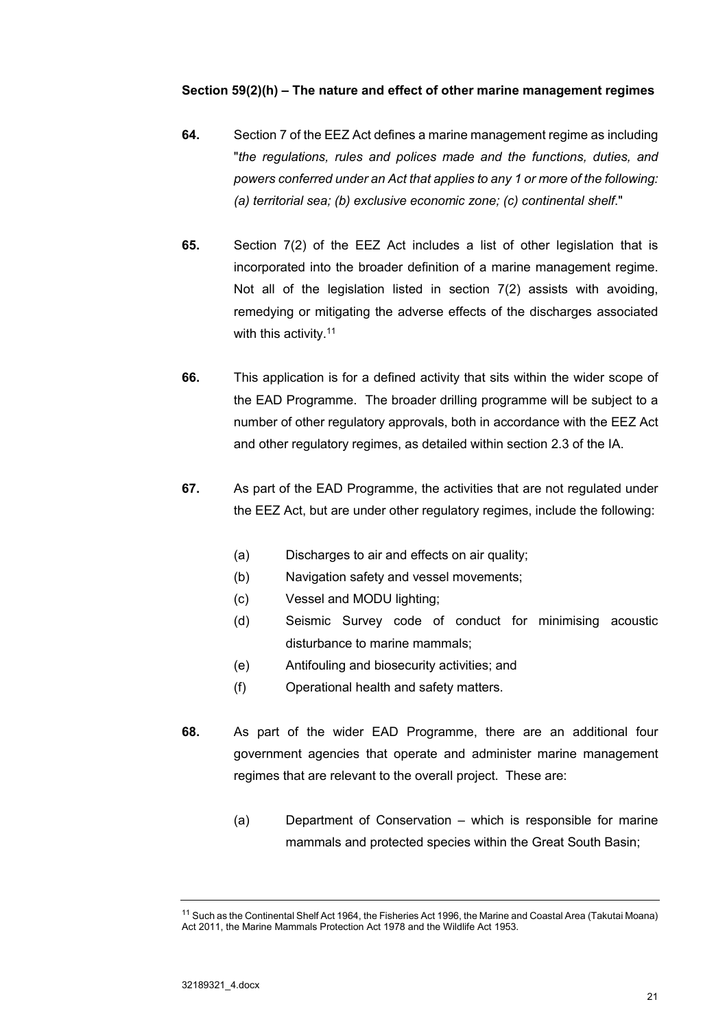**Section 59(2)(h) – The nature and effect of other marine management regimes**

**64.** Section 7 of the EEZ Act defines a marine management regime as including "*the regulations, rules and polices made and the functions, duties, and powers conferred under an Act that applies to any 1 or more of the following: (a) territorial sea; (b) exclusive economic zone; (c) continental shelf*."

**65.** Section 7(2) of the EEZ Act includes a list of other legislation that is incorporated into the broader definition of a marine management regime. Not all of the legislation listed in section 7(2) assists with avoiding, remedying or mitigating the adverse effects of the discharges associated with this activity.[11]

**66.** This application is for a defined activity that sits within the wider scope of the EAD Programme. The broader drilling programme will be subject to a number of other regulatory approvals, both in accordance with the EEZ Act and other regulatory regimes, as detailed within section 2.3 of the IA.

**67.** As part of the EAD Programme, the activities that are not regulated under the EEZ Act, but are under other regulatory regimes, include the following:

(a) Discharges to air and effects on air quality;

(b) Navigation safety and vessel movements;

(c) Vessel and MODU lighting;

(d) Seismic Survey code of conduct for minimising acoustic disturbance to marine mammals;

(e) Antifouling and biosecurity activities; and

(f) Operational health and safety matters.

**68.** As part of the wider EAD Programme, there are an additional four government agencies that operate and administer marine management regimes that are relevant to the overall project. These are:

(a) Department of Conservation – which is responsible for marine mammals and protected species within the Great South Basin;

---

[11] Such as the Continental Shelf Act 1964, the Fisheries Act 1996, the Marine and Coastal Area (Takutai Moana) Act 2011, the Marine Mammals Protection Act 1978 and the Wildlife Act 1953.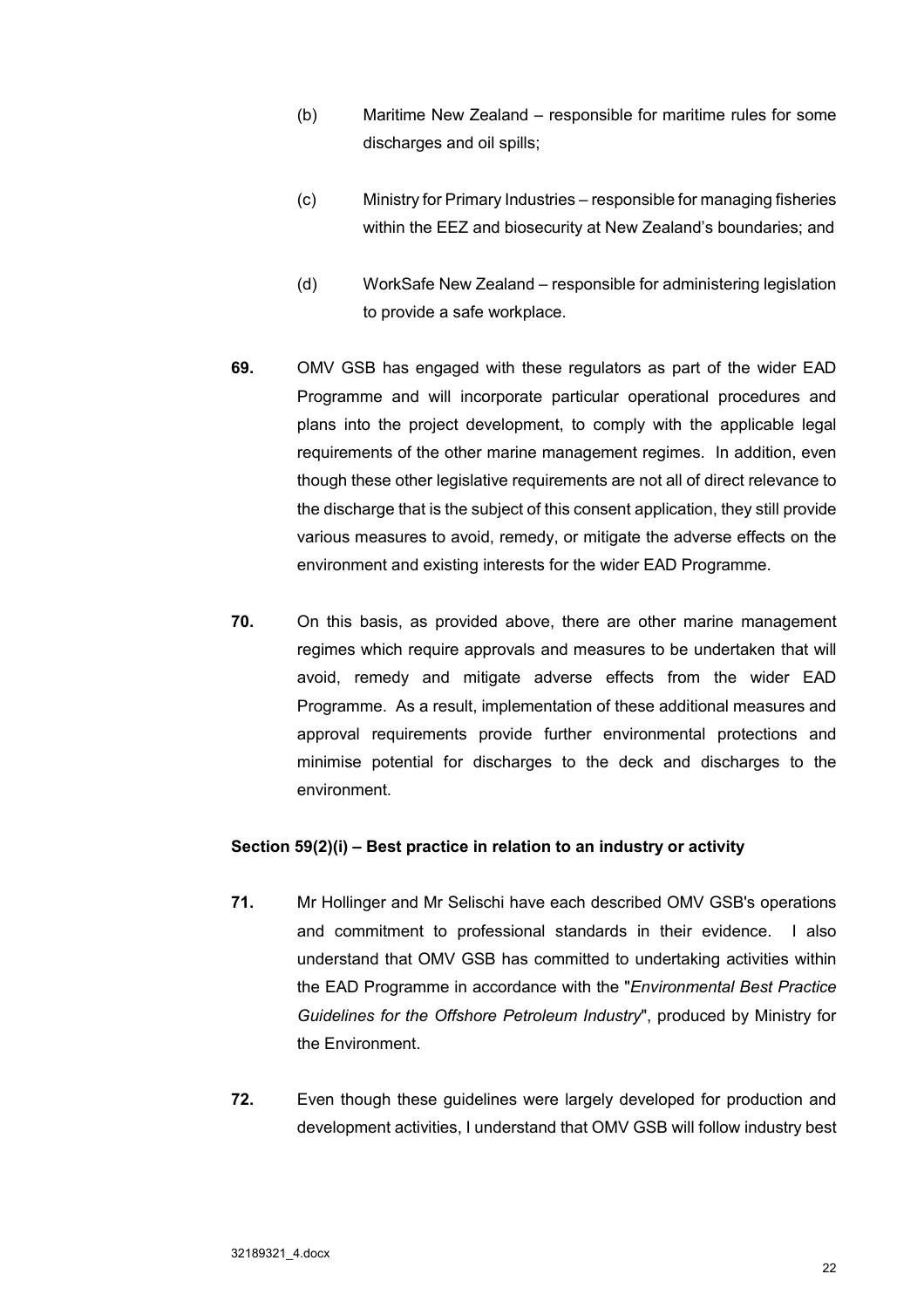(b) Maritime New Zealand – responsible for maritime rules for some discharges and oil spills;

(c) Ministry for Primary Industries – responsible for managing fisheries within the EEZ and biosecurity at New Zealand's boundaries; and

(d) WorkSafe New Zealand – responsible for administering legislation to provide a safe workplace.

**69.** OMV GSB has engaged with these regulators as part of the wider EAD Programme and will incorporate particular operational procedures and plans into the project development, to comply with the applicable legal requirements of the other marine management regimes. In addition, even though these other legislative requirements are not all of direct relevance to the discharge that is the subject of this consent application, they still provide various measures to avoid, remedy, or mitigate the adverse effects on the environment and existing interests for the wider EAD Programme.

**70.** On this basis, as provided above, there are other marine management regimes which require approvals and measures to be undertaken that will avoid, remedy and mitigate adverse effects from the wider EAD Programme. As a result, implementation of these additional measures and approval requirements provide further environmental protections and minimise potential for discharges to the deck and discharges to the environment.

**Section 59(2)(i) – Best practice in relation to an industry or activity**

**71.** Mr Hollinger and Mr Selischi have each described OMV GSB's operations and commitment to professional standards in their evidence. I also understand that OMV GSB has committed to undertaking activities within the EAD Programme in accordance with the "*Environmental Best Practice Guidelines for the Offshore Petroleum Industry*", produced by Ministry for the Environment.

**72.** Even though these guidelines were largely developed for production and development activities, I understand that OMV GSB will follow industry best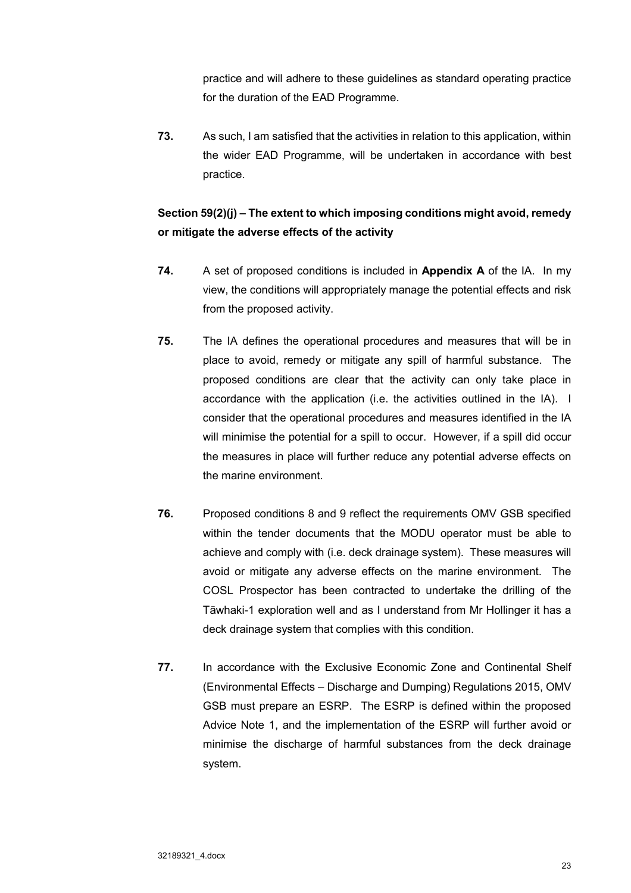practice and will adhere to these guidelines as standard operating practice for the duration of the EAD Programme.

**73.** As such, I am satisfied that the activities in relation to this application, within the wider EAD Programme, will be undertaken in accordance with best practice.

### Section 59(2)(j) – The extent to which imposing conditions might avoid, remedy or mitigate the adverse effects of the activity

**74.** A set of proposed conditions is included in **Appendix A** of the IA. In my view, the conditions will appropriately manage the potential effects and risk from the proposed activity.

**75.** The IA defines the operational procedures and measures that will be in place to avoid, remedy or mitigate any spill of harmful substance. The proposed conditions are clear that the activity can only take place in accordance with the application (i.e. the activities outlined in the IA). I consider that the operational procedures and measures identified in the IA will minimise the potential for a spill to occur. However, if a spill did occur the measures in place will further reduce any potential adverse effects on the marine environment.

**76.** Proposed conditions 8 and 9 reflect the requirements OMV GSB specified within the tender documents that the MODU operator must be able to achieve and comply with (i.e. deck drainage system). These measures will avoid or mitigate any adverse effects on the marine environment. The COSL Prospector has been contracted to undertake the drilling of the Tāwhaki-1 exploration well and as I understand from Mr Hollinger it has a deck drainage system that complies with this condition.

**77.** In accordance with the Exclusive Economic Zone and Continental Shelf (Environmental Effects – Discharge and Dumping) Regulations 2015, OMV GSB must prepare an ESRP. The ESRP is defined within the proposed Advice Note 1, and the implementation of the ESRP will further avoid or minimise the discharge of harmful substances from the deck drainage system.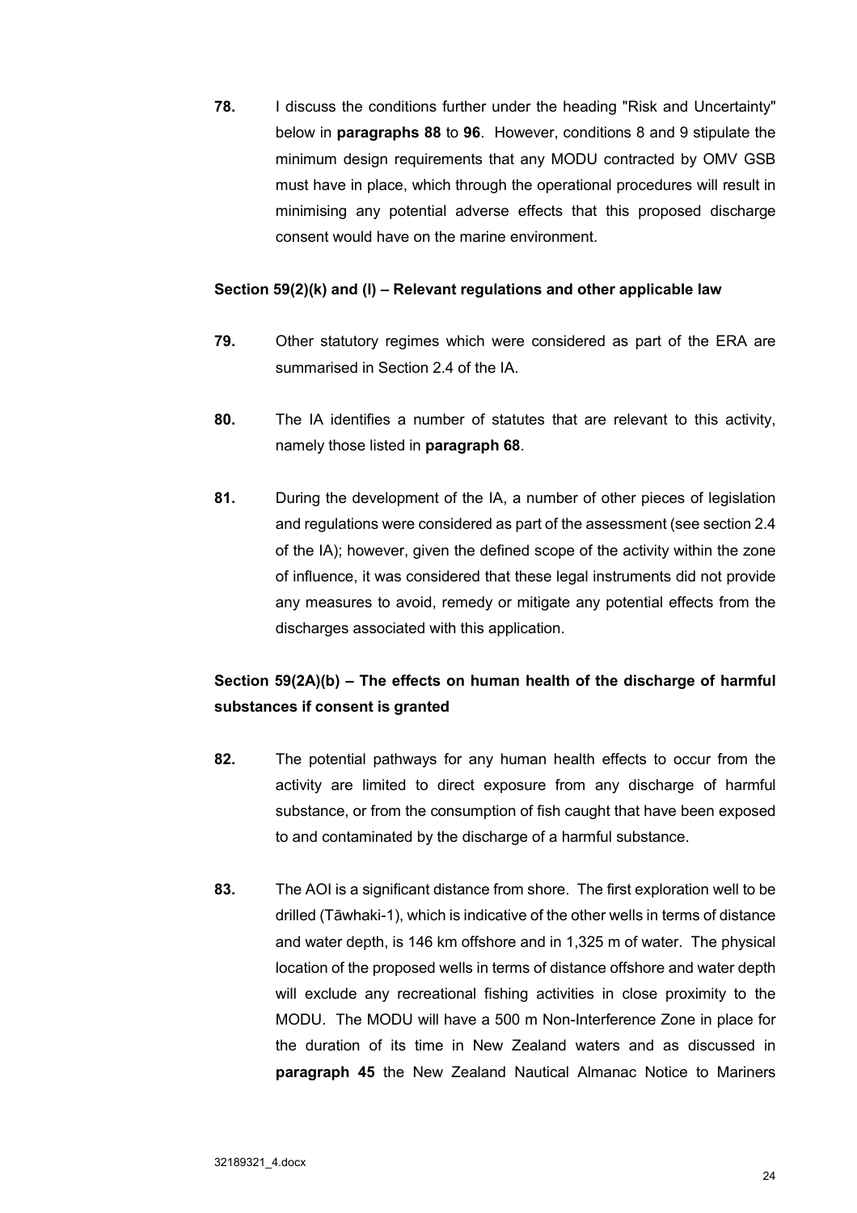**78.** I discuss the conditions further under the heading "Risk and Uncertainty" below in **paragraphs 88** to **96**. However, conditions 8 and 9 stipulate the minimum design requirements that any MODU contracted by OMV GSB must have in place, which through the operational procedures will result in minimising any potential adverse effects that this proposed discharge consent would have on the marine environment.

**Section 59(2)(k) and (l) – Relevant regulations and other applicable law**

**79.** Other statutory regimes which were considered as part of the ERA are summarised in Section 2.4 of the IA.

**80.** The IA identifies a number of statutes that are relevant to this activity, namely those listed in **paragraph 68**.

**81.** During the development of the IA, a number of other pieces of legislation and regulations were considered as part of the assessment (see section 2.4 of the IA); however, given the defined scope of the activity within the zone of influence, it was considered that these legal instruments did not provide any measures to avoid, remedy or mitigate any potential effects from the discharges associated with this application.

**Section 59(2A)(b) – The effects on human health of the discharge of harmful substances if consent is granted**

**82.** The potential pathways for any human health effects to occur from the activity are limited to direct exposure from any discharge of harmful substance, or from the consumption of fish caught that have been exposed to and contaminated by the discharge of a harmful substance.

**83.** The AOI is a significant distance from shore. The first exploration well to be drilled (Tāwhaki-1), which is indicative of the other wells in terms of distance and water depth, is 146 km offshore and in 1,325 m of water. The physical location of the proposed wells in terms of distance offshore and water depth will exclude any recreational fishing activities in close proximity to the MODU. The MODU will have a 500 m Non-Interference Zone in place for the duration of its time in New Zealand waters and as discussed in **paragraph 45** the New Zealand Nautical Almanac Notice to Mariners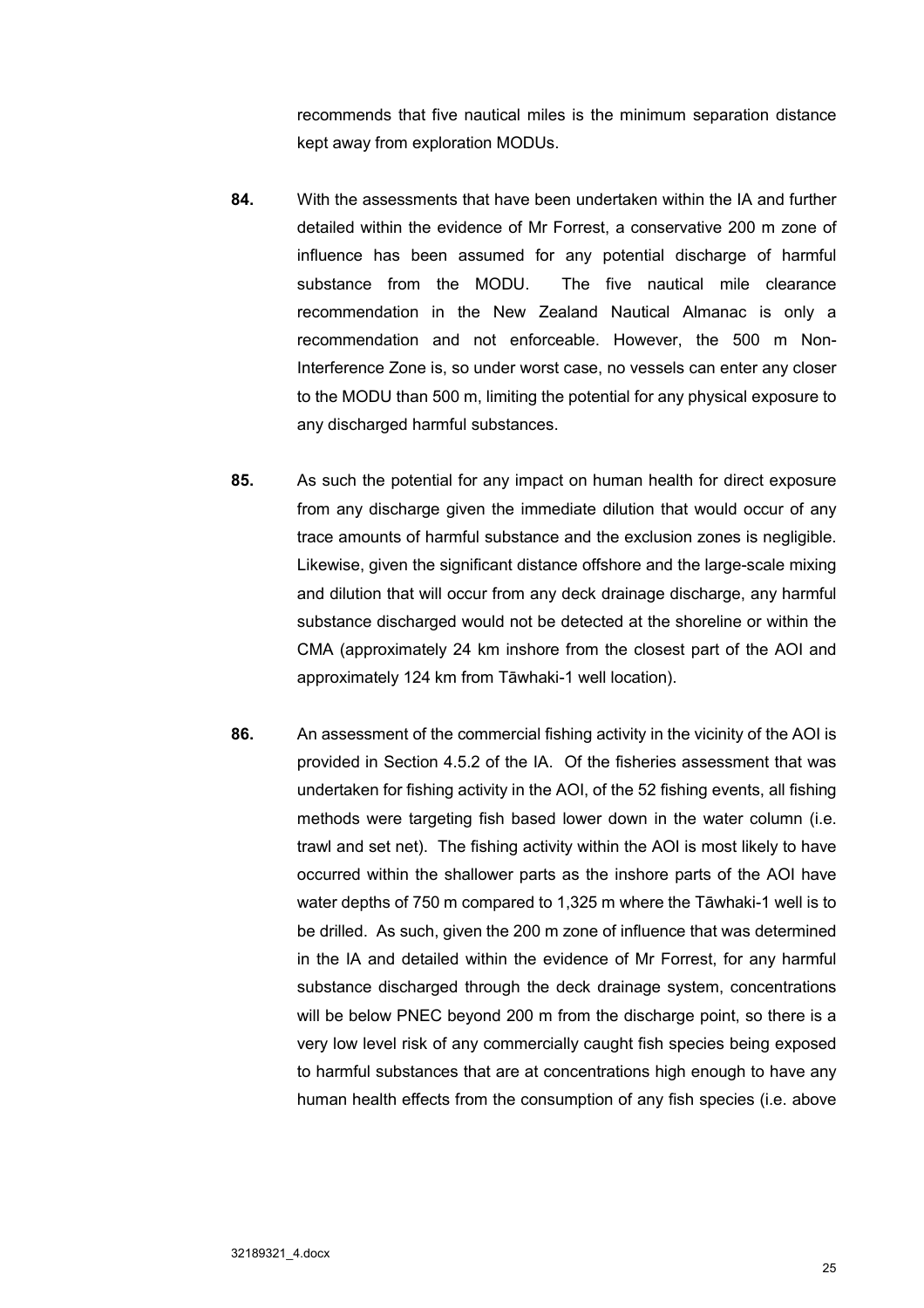recommends that five nautical miles is the minimum separation distance kept away from exploration MODUs.

**84.** With the assessments that have been undertaken within the IA and further detailed within the evidence of Mr Forrest, a conservative 200 m zone of influence has been assumed for any potential discharge of harmful substance from the MODU. The five nautical mile clearance recommendation in the New Zealand Nautical Almanac is only a recommendation and not enforceable. However, the 500 m Non-Interference Zone is, so under worst case, no vessels can enter any closer to the MODU than 500 m, limiting the potential for any physical exposure to any discharged harmful substances.

**85.** As such the potential for any impact on human health for direct exposure from any discharge given the immediate dilution that would occur of any trace amounts of harmful substance and the exclusion zones is negligible. Likewise, given the significant distance offshore and the large-scale mixing and dilution that will occur from any deck drainage discharge, any harmful substance discharged would not be detected at the shoreline or within the CMA (approximately 24 km inshore from the closest part of the AOI and approximately 124 km from Tāwhaki-1 well location).

**86.** An assessment of the commercial fishing activity in the vicinity of the AOI is provided in Section 4.5.2 of the IA. Of the fisheries assessment that was undertaken for fishing activity in the AOI, of the 52 fishing events, all fishing methods were targeting fish based lower down in the water column (i.e. trawl and set net). The fishing activity within the AOI is most likely to have occurred within the shallower parts as the inshore parts of the AOI have water depths of 750 m compared to 1,325 m where the Tāwhaki-1 well is to be drilled. As such, given the 200 m zone of influence that was determined in the IA and detailed within the evidence of Mr Forrest, for any harmful substance discharged through the deck drainage system, concentrations will be below PNEC beyond 200 m from the discharge point, so there is a very low level risk of any commercially caught fish species being exposed to harmful substances that are at concentrations high enough to have any human health effects from the consumption of any fish species (i.e. above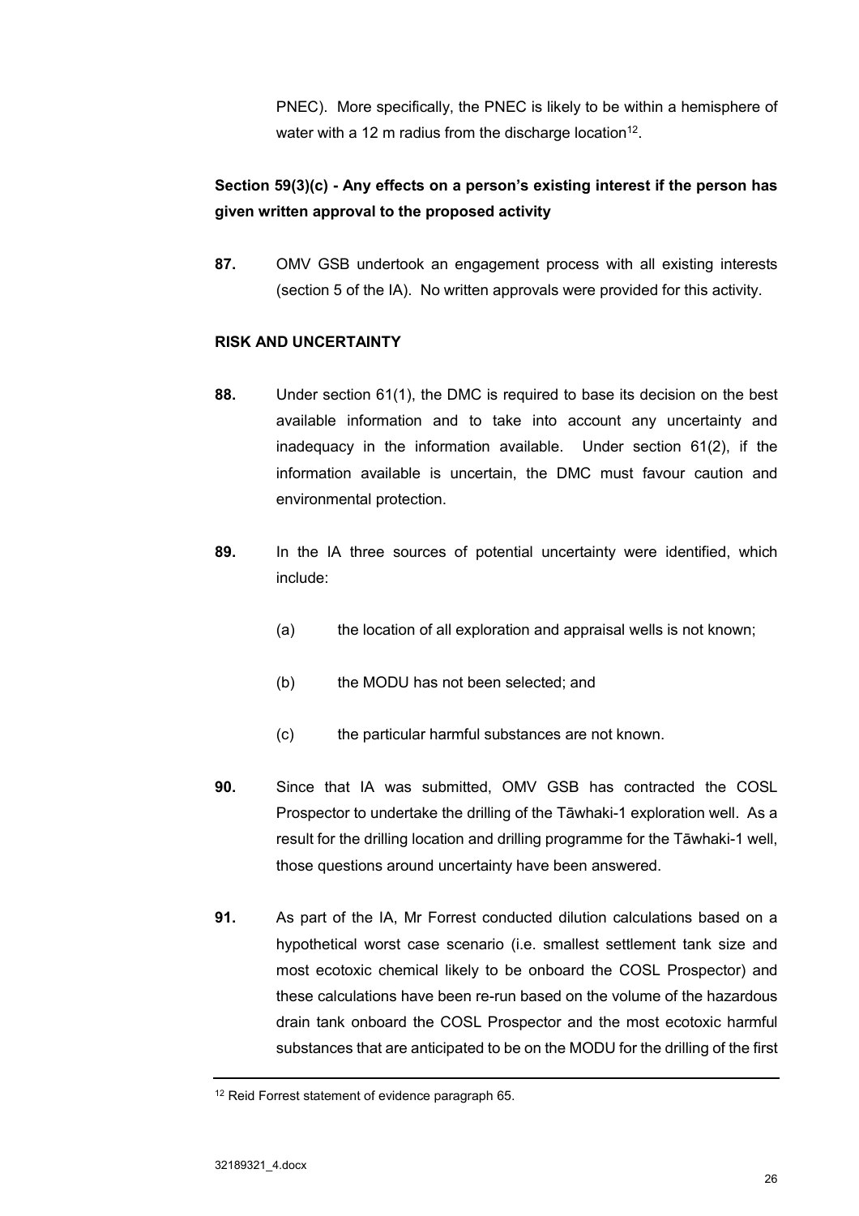PNEC). More specifically, the PNEC is likely to be within a hemisphere of water with a 12 m radius from the discharge location[12].

**Section 59(3)(c) - Any effects on a person's existing interest if the person has given written approval to the proposed activity**

**87.** OMV GSB undertook an engagement process with all existing interests (section 5 of the IA). No written approvals were provided for this activity.

**RISK AND UNCERTAINTY**

**88.** Under section 61(1), the DMC is required to base its decision on the best available information and to take into account any uncertainty and inadequacy in the information available. Under section 61(2), if the information available is uncertain, the DMC must favour caution and environmental protection.

**89.** In the IA three sources of potential uncertainty were identified, which include:

(a) the location of all exploration and appraisal wells is not known;

(b) the MODU has not been selected; and

(c) the particular harmful substances are not known.

**90.** Since that IA was submitted, OMV GSB has contracted the COSL Prospector to undertake the drilling of the Tāwhaki-1 exploration well. As a result for the drilling location and drilling programme for the Tāwhaki-1 well, those questions around uncertainty have been answered.

**91.** As part of the IA, Mr Forrest conducted dilution calculations based on a hypothetical worst case scenario (i.e. smallest settlement tank size and most ecotoxic chemical likely to be onboard the COSL Prospector) and these calculations have been re-run based on the volume of the hazardous drain tank onboard the COSL Prospector and the most ecotoxic harmful substances that are anticipated to be on the MODU for the drilling of the first

---

[12] Reid Forrest statement of evidence paragraph 65.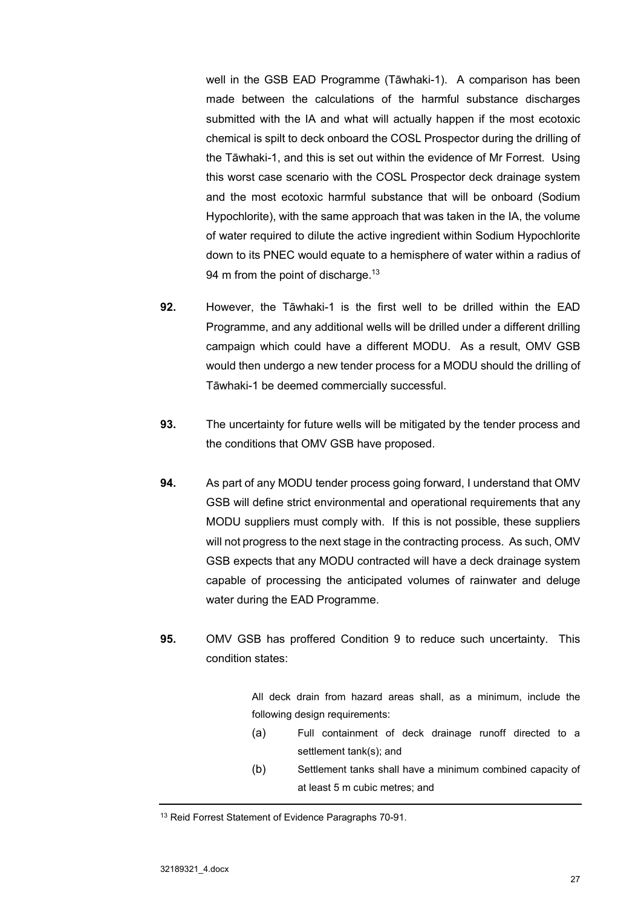well in the GSB EAD Programme (Tāwhaki-1). A comparison has been made between the calculations of the harmful substance discharges submitted with the IA and what will actually happen if the most ecotoxic chemical is spilt to deck onboard the COSL Prospector during the drilling of the Tāwhaki-1, and this is set out within the evidence of Mr Forrest. Using this worst case scenario with the COSL Prospector deck drainage system and the most ecotoxic harmful substance that will be onboard (Sodium Hypochlorite), with the same approach that was taken in the IA, the volume of water required to dilute the active ingredient within Sodium Hypochlorite down to its PNEC would equate to a hemisphere of water within a radius of 94 m from the point of discharge.[13]

**92.** However, the Tāwhaki-1 is the first well to be drilled within the EAD Programme, and any additional wells will be drilled under a different drilling campaign which could have a different MODU. As a result, OMV GSB would then undergo a new tender process for a MODU should the drilling of Tāwhaki-1 be deemed commercially successful.

**93.** The uncertainty for future wells will be mitigated by the tender process and the conditions that OMV GSB have proposed.

**94.** As part of any MODU tender process going forward, I understand that OMV GSB will define strict environmental and operational requirements that any MODU suppliers must comply with. If this is not possible, these suppliers will not progress to the next stage in the contracting process. As such, OMV GSB expects that any MODU contracted will have a deck drainage system capable of processing the anticipated volumes of rainwater and deluge water during the EAD Programme.

**95.** OMV GSB has proffered Condition 9 to reduce such uncertainty. This condition states:

> All deck drain from hazard areas shall, as a minimum, include the following design requirements:
>
> (a) Full containment of deck drainage runoff directed to a settlement tank(s); and
>
> (b) Settlement tanks shall have a minimum combined capacity of at least 5 m cubic metres; and

---

[13] Reid Forrest Statement of Evidence Paragraphs 70-91.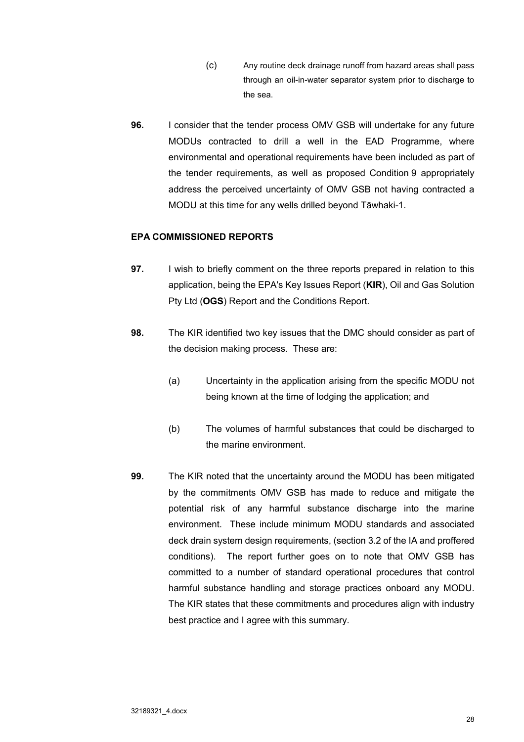(c) Any routine deck drainage runoff from hazard areas shall pass through an oil-in-water separator system prior to discharge to the sea.

**96.** I consider that the tender process OMV GSB will undertake for any future MODUs contracted to drill a well in the EAD Programme, where environmental and operational requirements have been included as part of the tender requirements, as well as proposed Condition 9 appropriately address the perceived uncertainty of OMV GSB not having contracted a MODU at this time for any wells drilled beyond Tāwhaki-1.

**EPA COMMISSIONED REPORTS**

**97.** I wish to briefly comment on the three reports prepared in relation to this application, being the EPA's Key Issues Report (**KIR**), Oil and Gas Solution Pty Ltd (**OGS**) Report and the Conditions Report.

**98.** The KIR identified two key issues that the DMC should consider as part of the decision making process. These are:

(a) Uncertainty in the application arising from the specific MODU not being known at the time of lodging the application; and

(b) The volumes of harmful substances that could be discharged to the marine environment.

**99.** The KIR noted that the uncertainty around the MODU has been mitigated by the commitments OMV GSB has made to reduce and mitigate the potential risk of any harmful substance discharge into the marine environment. These include minimum MODU standards and associated deck drain system design requirements, (section 3.2 of the IA and proffered conditions). The report further goes on to note that OMV GSB has committed to a number of standard operational procedures that control harmful substance handling and storage practices onboard any MODU. The KIR states that these commitments and procedures align with industry best practice and I agree with this summary.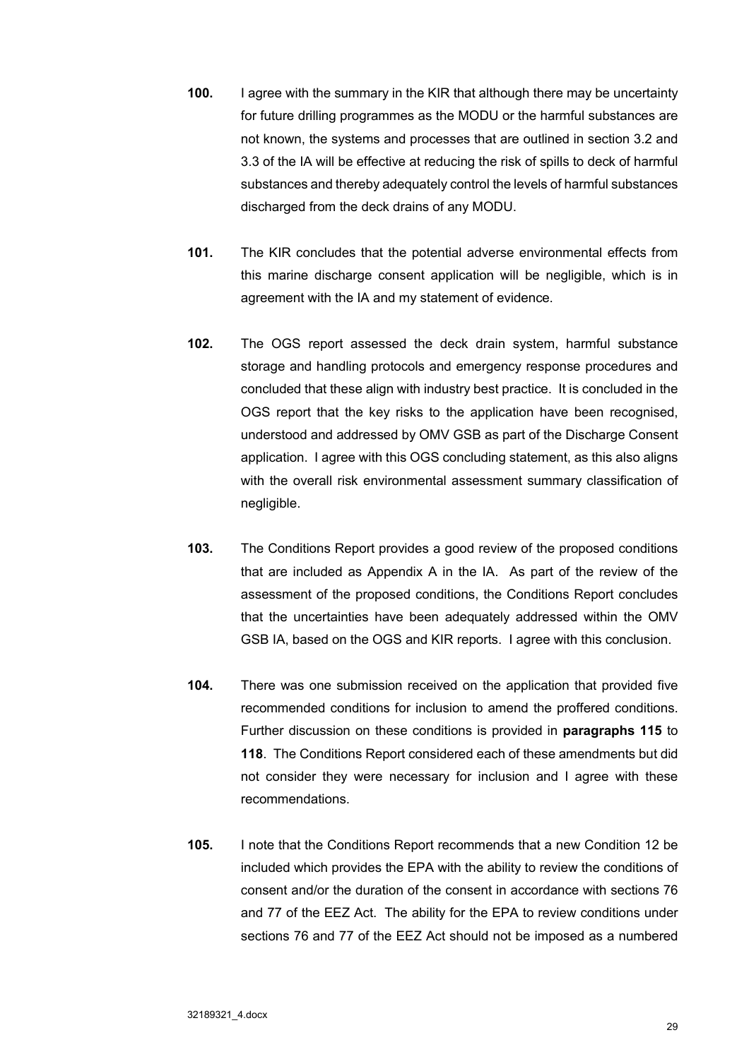**100.** I agree with the summary in the KIR that although there may be uncertainty for future drilling programmes as the MODU or the harmful substances are not known, the systems and processes that are outlined in section 3.2 and 3.3 of the IA will be effective at reducing the risk of spills to deck of harmful substances and thereby adequately control the levels of harmful substances discharged from the deck drains of any MODU.

**101.** The KIR concludes that the potential adverse environmental effects from this marine discharge consent application will be negligible, which is in agreement with the IA and my statement of evidence.

**102.** The OGS report assessed the deck drain system, harmful substance storage and handling protocols and emergency response procedures and concluded that these align with industry best practice. It is concluded in the OGS report that the key risks to the application have been recognised, understood and addressed by OMV GSB as part of the Discharge Consent application. I agree with this OGS concluding statement, as this also aligns with the overall risk environmental assessment summary classification of negligible.

**103.** The Conditions Report provides a good review of the proposed conditions that are included as Appendix A in the IA. As part of the review of the assessment of the proposed conditions, the Conditions Report concludes that the uncertainties have been adequately addressed within the OMV GSB IA, based on the OGS and KIR reports. I agree with this conclusion.

**104.** There was one submission received on the application that provided five recommended conditions for inclusion to amend the proffered conditions. Further discussion on these conditions is provided in **paragraphs 115** to **118**. The Conditions Report considered each of these amendments but did not consider they were necessary for inclusion and I agree with these recommendations.

**105.** I note that the Conditions Report recommends that a new Condition 12 be included which provides the EPA with the ability to review the conditions of consent and/or the duration of the consent in accordance with sections 76 and 77 of the EEZ Act. The ability for the EPA to review conditions under sections 76 and 77 of the EEZ Act should not be imposed as a numbered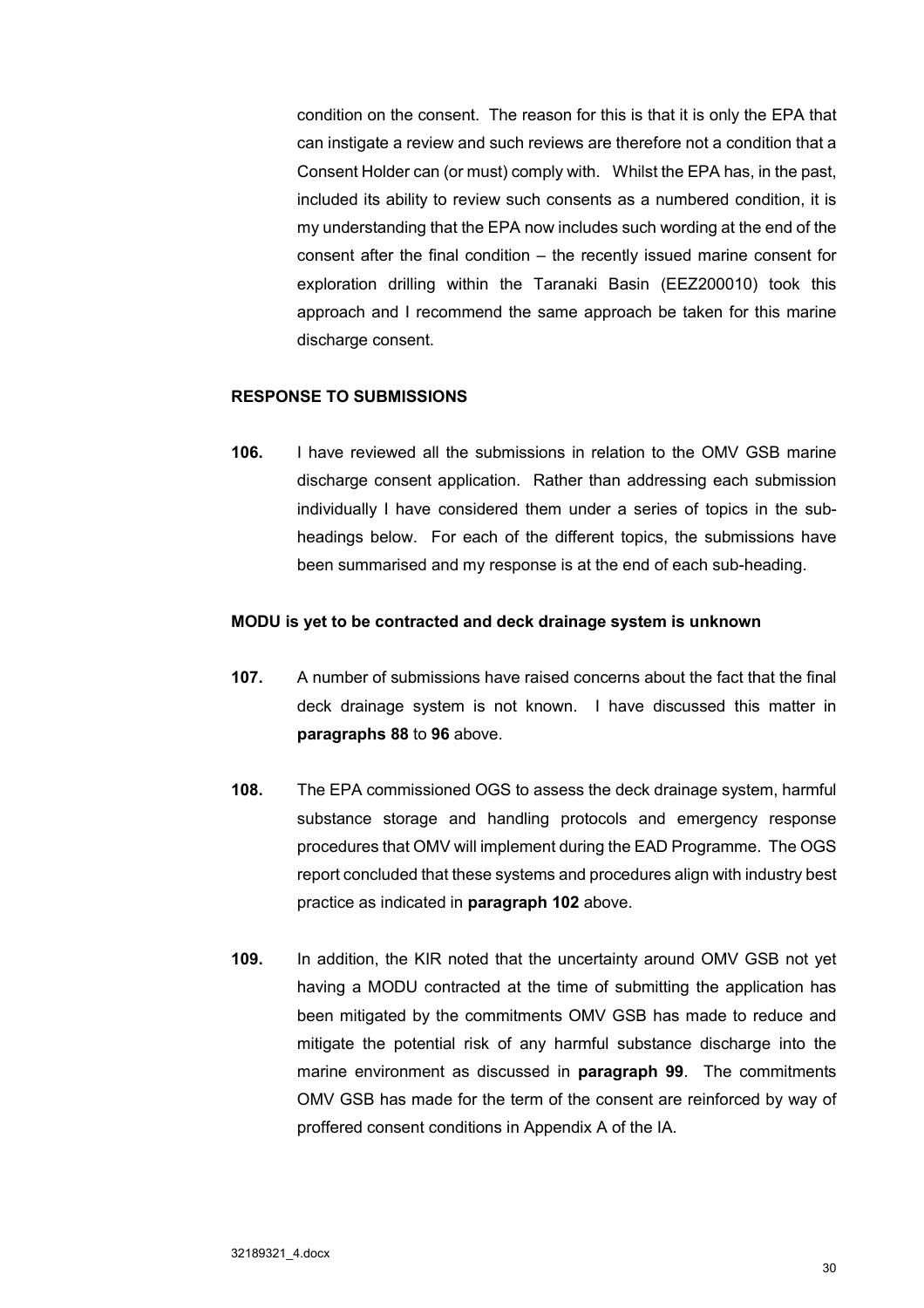condition on the consent. The reason for this is that it is only the EPA that can instigate a review and such reviews are therefore not a condition that a Consent Holder can (or must) comply with. Whilst the EPA has, in the past, included its ability to review such consents as a numbered condition, it is my understanding that the EPA now includes such wording at the end of the consent after the final condition – the recently issued marine consent for exploration drilling within the Taranaki Basin (EEZ200010) took this approach and I recommend the same approach be taken for this marine discharge consent.

## RESPONSE TO SUBMISSIONS

**106.** I have reviewed all the submissions in relation to the OMV GSB marine discharge consent application. Rather than addressing each submission individually I have considered them under a series of topics in the sub-headings below. For each of the different topics, the submissions have been summarised and my response is at the end of each sub-heading.

### MODU is yet to be contracted and deck drainage system is unknown

**107.** A number of submissions have raised concerns about the fact that the final deck drainage system is not known. I have discussed this matter in **paragraphs 88** to **96** above.

**108.** The EPA commissioned OGS to assess the deck drainage system, harmful substance storage and handling protocols and emergency response procedures that OMV will implement during the EAD Programme. The OGS report concluded that these systems and procedures align with industry best practice as indicated in **paragraph 102** above.

**109.** In addition, the KIR noted that the uncertainty around OMV GSB not yet having a MODU contracted at the time of submitting the application has been mitigated by the commitments OMV GSB has made to reduce and mitigate the potential risk of any harmful substance discharge into the marine environment as discussed in **paragraph 99**. The commitments OMV GSB has made for the term of the consent are reinforced by way of proffered consent conditions in Appendix A of the IA.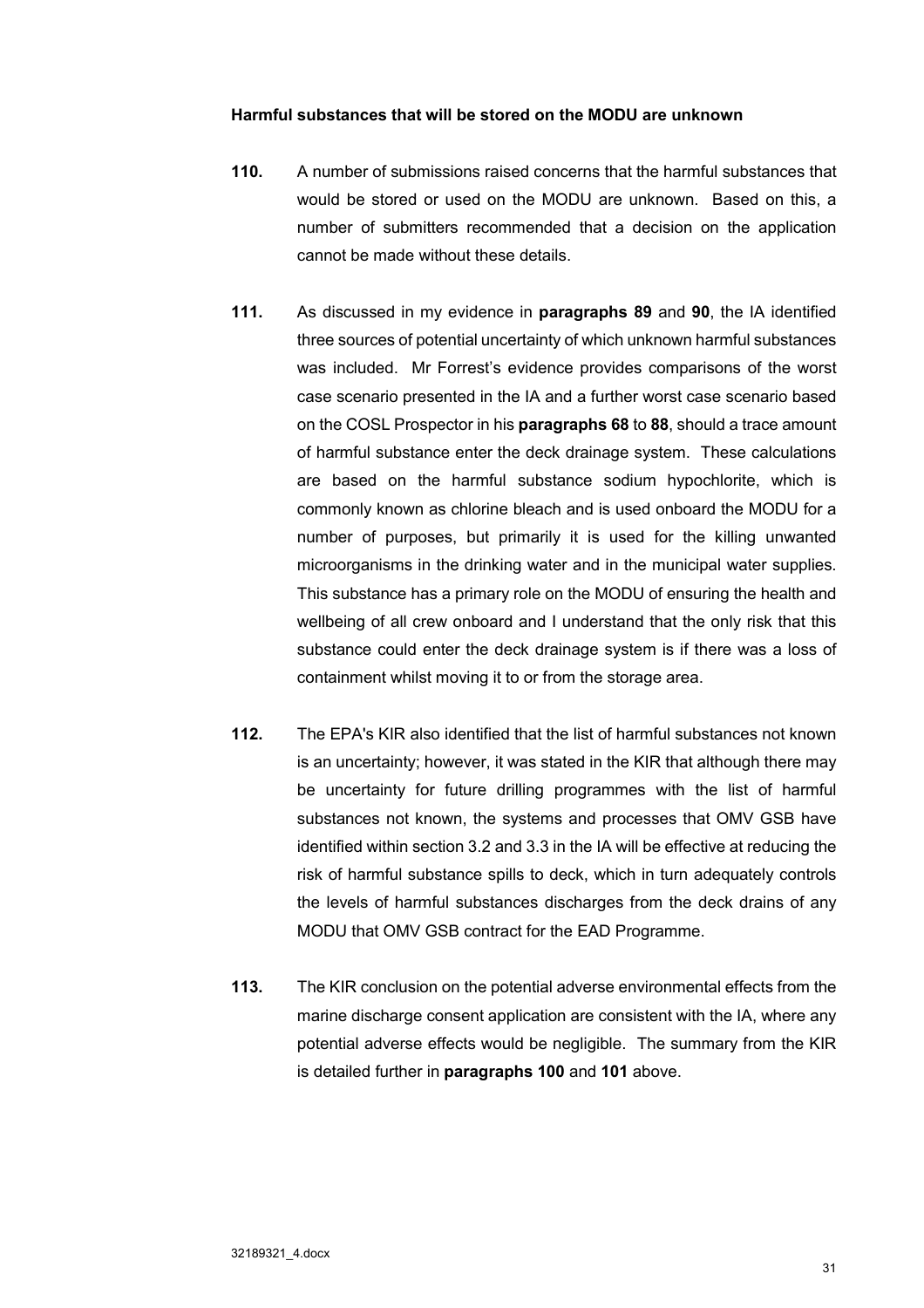**Harmful substances that will be stored on the MODU are unknown**

**110.** A number of submissions raised concerns that the harmful substances that would be stored or used on the MODU are unknown. Based on this, a number of submitters recommended that a decision on the application cannot be made without these details.

**111.** As discussed in my evidence in **paragraphs 89** and **90**, the IA identified three sources of potential uncertainty of which unknown harmful substances was included. Mr Forrest's evidence provides comparisons of the worst case scenario presented in the IA and a further worst case scenario based on the COSL Prospector in his **paragraphs 68** to **88**, should a trace amount of harmful substance enter the deck drainage system. These calculations are based on the harmful substance sodium hypochlorite, which is commonly known as chlorine bleach and is used onboard the MODU for a number of purposes, but primarily it is used for the killing unwanted microorganisms in the drinking water and in the municipal water supplies. This substance has a primary role on the MODU of ensuring the health and wellbeing of all crew onboard and I understand that the only risk that this substance could enter the deck drainage system is if there was a loss of containment whilst moving it to or from the storage area.

**112.** The EPA's KIR also identified that the list of harmful substances not known is an uncertainty; however, it was stated in the KIR that although there may be uncertainty for future drilling programmes with the list of harmful substances not known, the systems and processes that OMV GSB have identified within section 3.2 and 3.3 in the IA will be effective at reducing the risk of harmful substance spills to deck, which in turn adequately controls the levels of harmful substances discharges from the deck drains of any MODU that OMV GSB contract for the EAD Programme.

**113.** The KIR conclusion on the potential adverse environmental effects from the marine discharge consent application are consistent with the IA, where any potential adverse effects would be negligible. The summary from the KIR is detailed further in **paragraphs 100** and **101** above.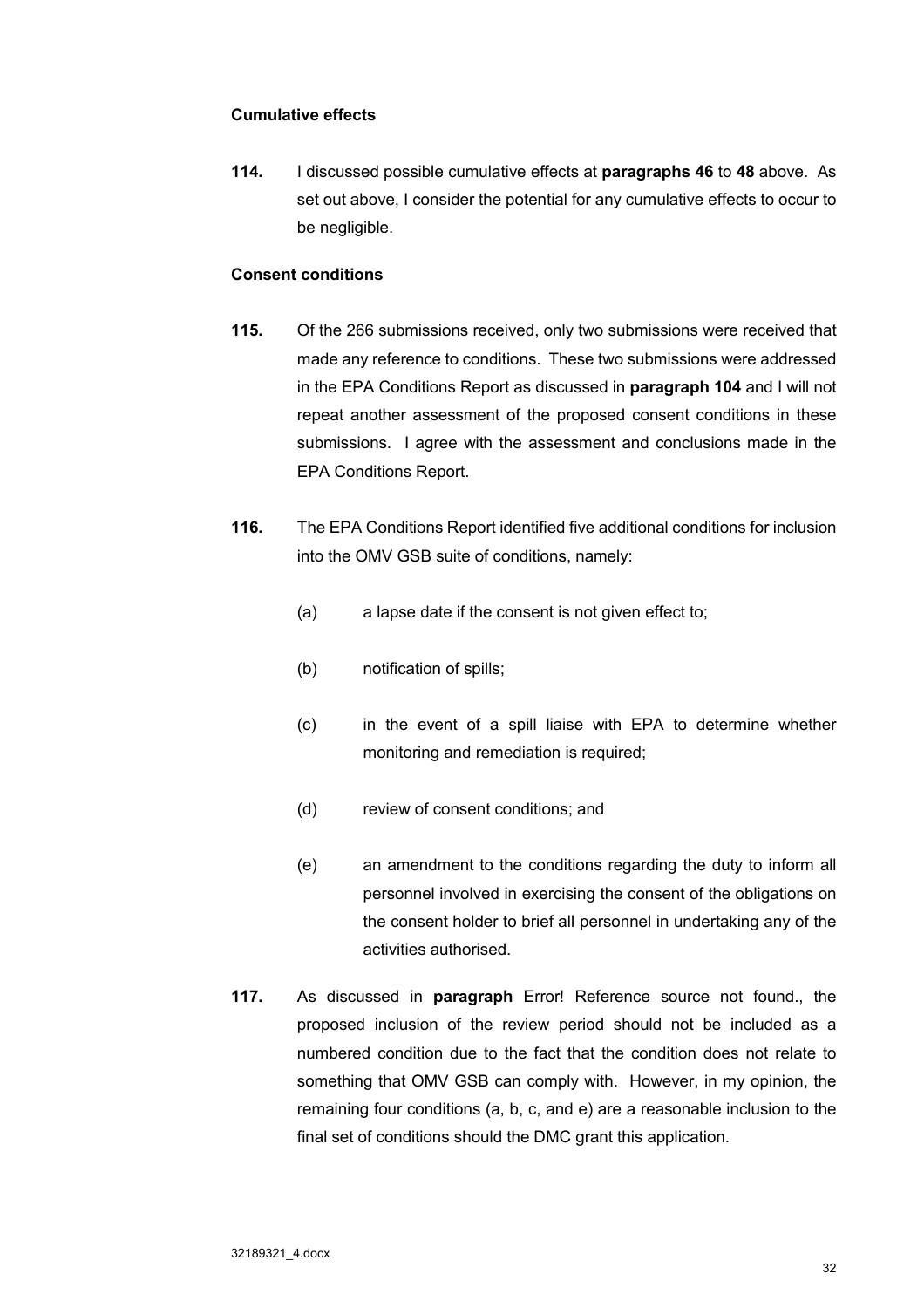**Cumulative effects**

**114.** I discussed possible cumulative effects at **paragraphs 46** to **48** above. As set out above, I consider the potential for any cumulative effects to occur to be negligible.

**Consent conditions**

**115.** Of the 266 submissions received, only two submissions were received that made any reference to conditions. These two submissions were addressed in the EPA Conditions Report as discussed in **paragraph 104** and I will not repeat another assessment of the proposed consent conditions in these submissions. I agree with the assessment and conclusions made in the EPA Conditions Report.

**116.** The EPA Conditions Report identified five additional conditions for inclusion into the OMV GSB suite of conditions, namely:

(a) a lapse date if the consent is not given effect to;

(b) notification of spills;

(c) in the event of a spill liaise with EPA to determine whether monitoring and remediation is required;

(d) review of consent conditions; and

(e) an amendment to the conditions regarding the duty to inform all personnel involved in exercising the consent of the obligations on the consent holder to brief all personnel in undertaking any of the activities authorised.

**117.** As discussed in **paragraph** Error! Reference source not found., the proposed inclusion of the review period should not be included as a numbered condition due to the fact that the condition does not relate to something that OMV GSB can comply with. However, in my opinion, the remaining four conditions (a, b, c, and e) are a reasonable inclusion to the final set of conditions should the DMC grant this application.

32189321_4.docx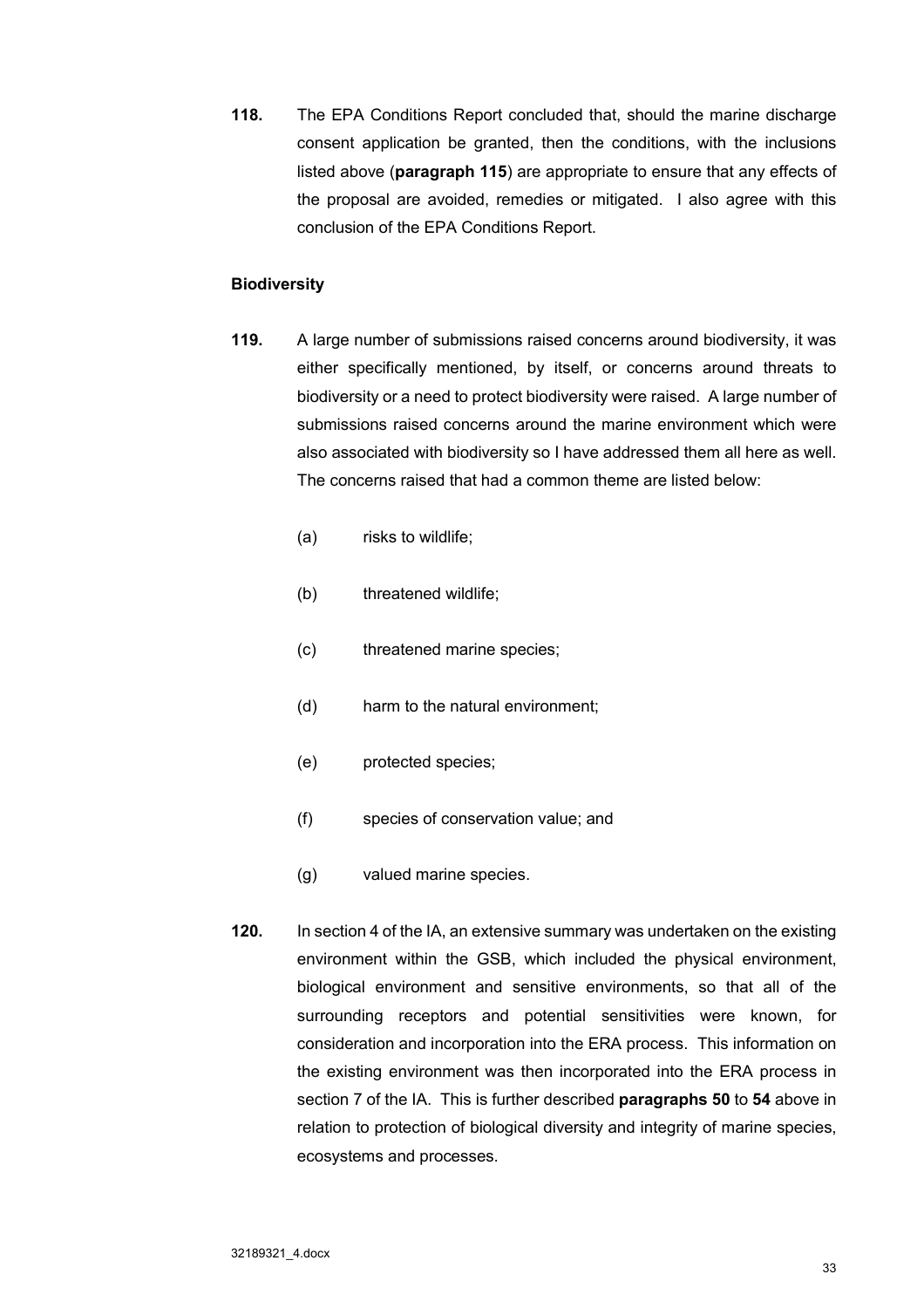**118.** The EPA Conditions Report concluded that, should the marine discharge consent application be granted, then the conditions, with the inclusions listed above (**paragraph 115**) are appropriate to ensure that any effects of the proposal are avoided, remedies or mitigated. I also agree with this conclusion of the EPA Conditions Report.

**Biodiversity**

**119.** A large number of submissions raised concerns around biodiversity, it was either specifically mentioned, by itself, or concerns around threats to biodiversity or a need to protect biodiversity were raised. A large number of submissions raised concerns around the marine environment which were also associated with biodiversity so I have addressed them all here as well. The concerns raised that had a common theme are listed below:

(a) risks to wildlife;

(b) threatened wildlife;

(c) threatened marine species;

(d) harm to the natural environment;

(e) protected species;

(f) species of conservation value; and

(g) valued marine species.

**120.** In section 4 of the IA, an extensive summary was undertaken on the existing environment within the GSB, which included the physical environment, biological environment and sensitive environments, so that all of the surrounding receptors and potential sensitivities were known, for consideration and incorporation into the ERA process. This information on the existing environment was then incorporated into the ERA process in section 7 of the IA. This is further described **paragraphs 50** to **54** above in relation to protection of biological diversity and integrity of marine species, ecosystems and processes.

32189321_4.docx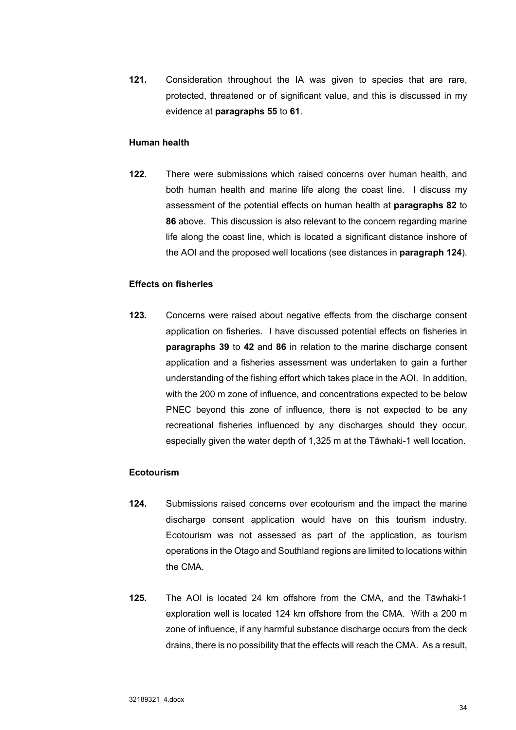**121.** Consideration throughout the IA was given to species that are rare, protected, threatened or of significant value, and this is discussed in my evidence at **paragraphs 55** to **61**.

### Human health

**122.** There were submissions which raised concerns over human health, and both human health and marine life along the coast line. I discuss my assessment of the potential effects on human health at **paragraphs 82** to **86** above. This discussion is also relevant to the concern regarding marine life along the coast line, which is located a significant distance inshore of the AOI and the proposed well locations (see distances in **paragraph 124**).

### Effects on fisheries

**123.** Concerns were raised about negative effects from the discharge consent application on fisheries. I have discussed potential effects on fisheries in **paragraphs 39** to **42** and **86** in relation to the marine discharge consent application and a fisheries assessment was undertaken to gain a further understanding of the fishing effort which takes place in the AOI. In addition, with the 200 m zone of influence, and concentrations expected to be below PNEC beyond this zone of influence, there is not expected to be any recreational fisheries influenced by any discharges should they occur, especially given the water depth of 1,325 m at the Tāwhaki-1 well location.

### Ecotourism

**124.** Submissions raised concerns over ecotourism and the impact the marine discharge consent application would have on this tourism industry. Ecotourism was not assessed as part of the application, as tourism operations in the Otago and Southland regions are limited to locations within the CMA.

**125.** The AOI is located 24 km offshore from the CMA, and the Tāwhaki-1 exploration well is located 124 km offshore from the CMA. With a 200 m zone of influence, if any harmful substance discharge occurs from the deck drains, there is no possibility that the effects will reach the CMA. As a result,

32189321_4.docx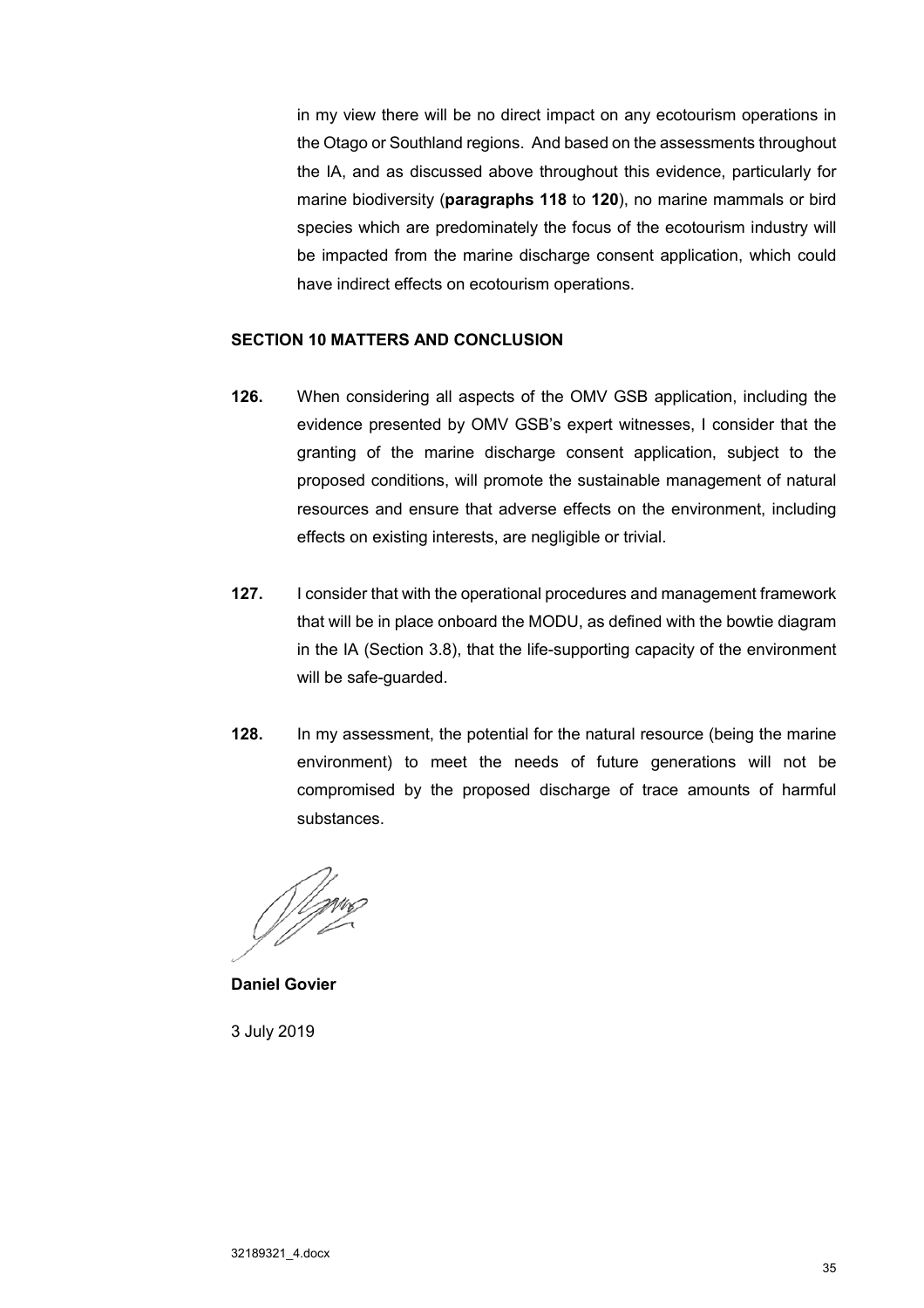in my view there will be no direct impact on any ecotourism operations in the Otago or Southland regions. And based on the assessments throughout the IA, and as discussed above throughout this evidence, particularly for marine biodiversity (**paragraphs 118** to **120**), no marine mammals or bird species which are predominately the focus of the ecotourism industry will be impacted from the marine discharge consent application, which could have indirect effects on ecotourism operations.

## SECTION 10 MATTERS AND CONCLUSION

**126.** When considering all aspects of the OMV GSB application, including the evidence presented by OMV GSB's expert witnesses, I consider that the granting of the marine discharge consent application, subject to the proposed conditions, will promote the sustainable management of natural resources and ensure that adverse effects on the environment, including effects on existing interests, are negligible or trivial.

**127.** I consider that with the operational procedures and management framework that will be in place onboard the MODU, as defined with the bowtie diagram in the IA (Section 3.8), that the life-supporting capacity of the environment will be safe-guarded.

**128.** In my assessment, the potential for the natural resource (being the marine environment) to meet the needs of future generations will not be compromised by the proposed discharge of trace amounts of harmful substances.

**Daniel Govier**

3 July 2019

32189321_4.docx